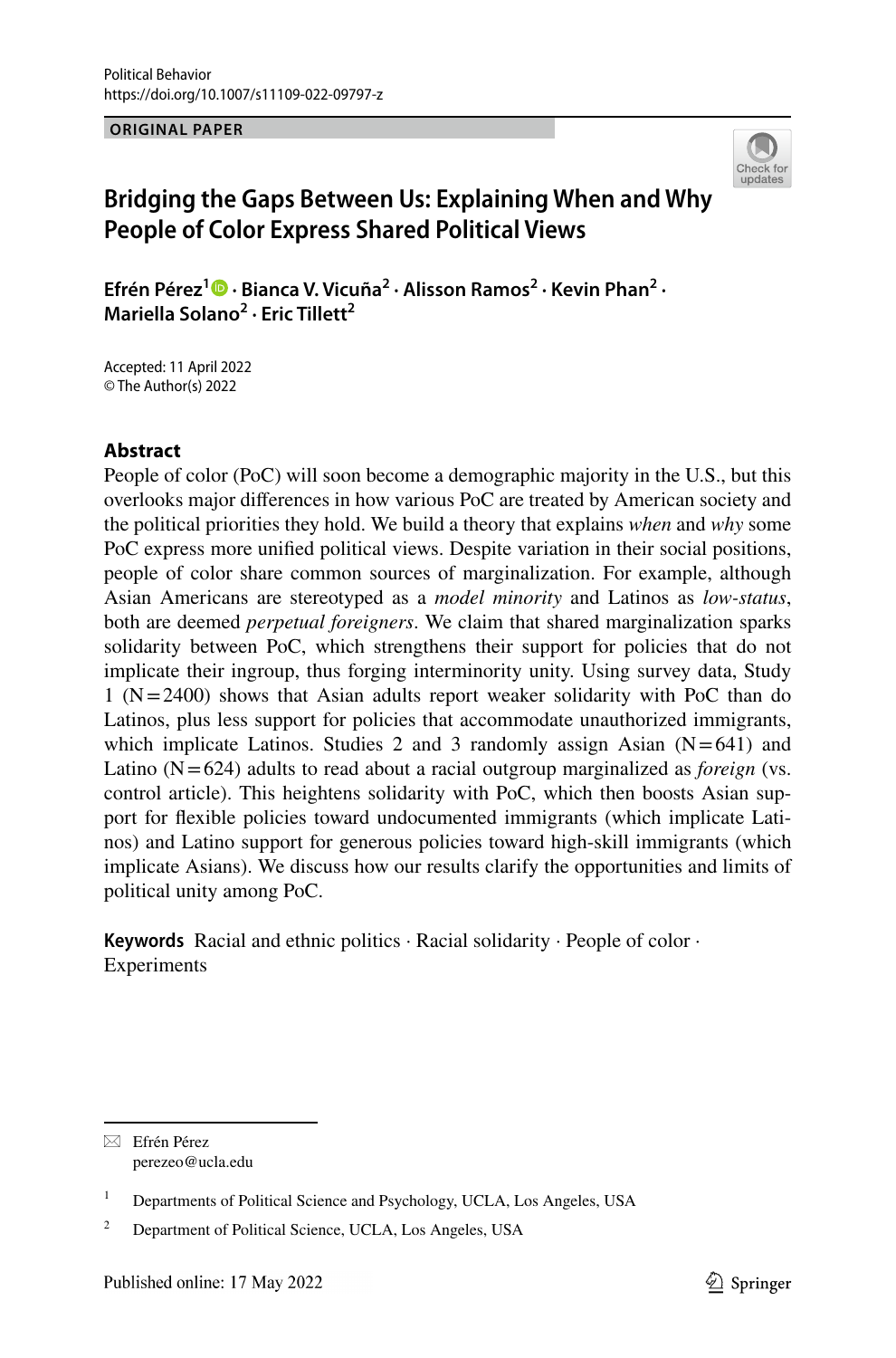Political Behavior
https://doi.org/10.1007/s11109-022-09797-z

**ORIGINAL PAPER**

# Bridging the Gaps Between Us: Explaining When and Why People of Color Express Shared Political Views

**Efrén Pérez[1] · Bianca V. Vicuña[2] · Alisson Ramos[2] · Kevin Phan[2] · Mariella Solano[2] · Eric Tillett[2]**

Accepted: 11 April 2022
© The Author(s) 2022

## Abstract

People of color (PoC) will soon become a demographic majority in the U.S., but this overlooks major differences in how various PoC are treated by American society and the political priorities they hold. We build a theory that explains *when* and *why* some PoC express more unified political views. Despite variation in their social positions, people of color share common sources of marginalization. For example, although Asian Americans are stereotyped as a *model minority* and Latinos as *low-status*, both are deemed *perpetual foreigners*. We claim that shared marginalization sparks solidarity between PoC, which strengthens their support for policies that do not implicate their ingroup, thus forging interminority unity. Using survey data, Study 1 (N = 2400) shows that Asian adults report weaker solidarity with PoC than do Latinos, plus less support for policies that accommodate unauthorized immigrants, which implicate Latinos. Studies 2 and 3 randomly assign Asian (N = 641) and Latino (N = 624) adults to read about a racial outgroup marginalized as *foreign* (vs. control article). This heightens solidarity with PoC, which then boosts Asian support for flexible policies toward undocumented immigrants (which implicate Latinos) and Latino support for generous policies toward high-skill immigrants (which implicate Asians). We discuss how our results clarify the opportunities and limits of political unity among PoC.

**Keywords** Racial and ethnic politics · Racial solidarity · People of color · Experiments

---

✉ Efrén Pérez
perezeo@ucla.edu

[1] Departments of Political Science and Psychology, UCLA, Los Angeles, USA

[2] Department of Political Science, UCLA, Los Angeles, USA

Published online: 17 May 2022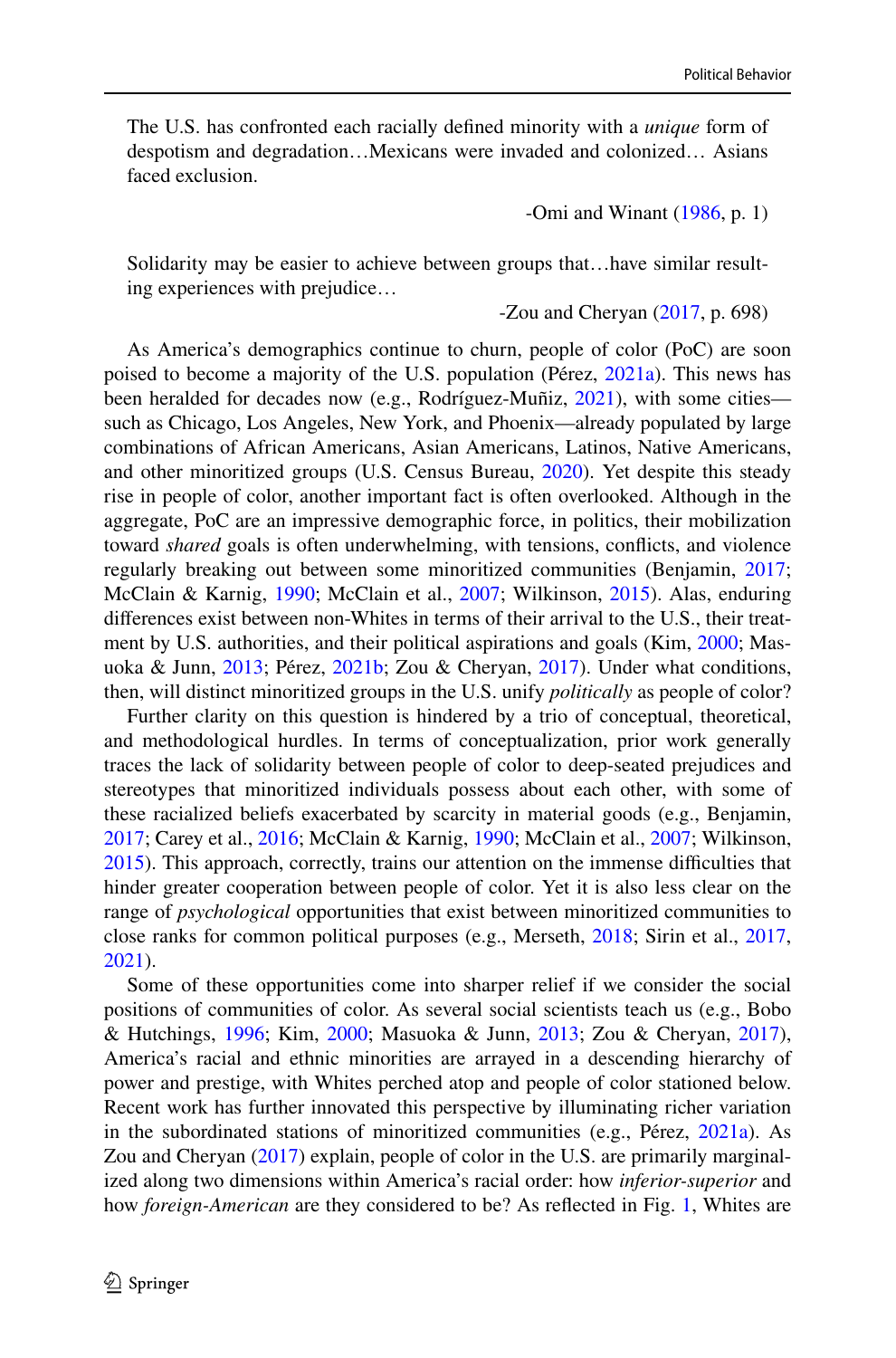> The U.S. has confronted each racially defined minority with a *unique* form of despotism and degradation…Mexicans were invaded and colonized… Asians faced exclusion.
>
> -Omi and Winant (1986, p. 1)

> Solidarity may be easier to achieve between groups that…have similar resulting experiences with prejudice…
>
> -Zou and Cheryan (2017, p. 698)

As America's demographics continue to churn, people of color (PoC) are soon poised to become a majority of the U.S. population (Pérez, 2021a). This news has been heralded for decades now (e.g., Rodríguez-Muñiz, 2021), with some cities—such as Chicago, Los Angeles, New York, and Phoenix—already populated by large combinations of African Americans, Asian Americans, Latinos, Native Americans, and other minoritized groups (U.S. Census Bureau, 2020). Yet despite this steady rise in people of color, another important fact is often overlooked. Although in the aggregate, PoC are an impressive demographic force, in politics, their mobilization toward *shared* goals is often underwhelming, with tensions, conflicts, and violence regularly breaking out between some minoritized communities (Benjamin, 2017; McClain & Karnig, 1990; McClain et al., 2007; Wilkinson, 2015). Alas, enduring differences exist between non-Whites in terms of their arrival to the U.S., their treatment by U.S. authorities, and their political aspirations and goals (Kim, 2000; Masuoka & Junn, 2013; Pérez, 2021b; Zou & Cheryan, 2017). Under what conditions, then, will distinct minoritized groups in the U.S. unify *politically* as people of color?

Further clarity on this question is hindered by a trio of conceptual, theoretical, and methodological hurdles. In terms of conceptualization, prior work generally traces the lack of solidarity between people of color to deep-seated prejudices and stereotypes that minoritized individuals possess about each other, with some of these racialized beliefs exacerbated by scarcity in material goods (e.g., Benjamin, 2017; Carey et al., 2016; McClain & Karnig, 1990; McClain et al., 2007; Wilkinson, 2015). This approach, correctly, trains our attention on the immense difficulties that hinder greater cooperation between people of color. Yet it is also less clear on the range of *psychological* opportunities that exist between minoritized communities to close ranks for common political purposes (e.g., Merseth, 2018; Sirin et al., 2017, 2021).

Some of these opportunities come into sharper relief if we consider the social positions of communities of color. As several social scientists teach us (e.g., Bobo & Hutchings, 1996; Kim, 2000; Masuoka & Junn, 2013; Zou & Cheryan, 2017), America's racial and ethnic minorities are arrayed in a descending hierarchy of power and prestige, with Whites perched atop and people of color stationed below. Recent work has further innovated this perspective by illuminating richer variation in the subordinated stations of minoritized communities (e.g., Pérez, 2021a). As Zou and Cheryan (2017) explain, people of color in the U.S. are primarily marginalized along two dimensions within America's racial order: how *inferior-superior* and how *foreign-American* are they considered to be? As reflected in Fig. 1, Whites are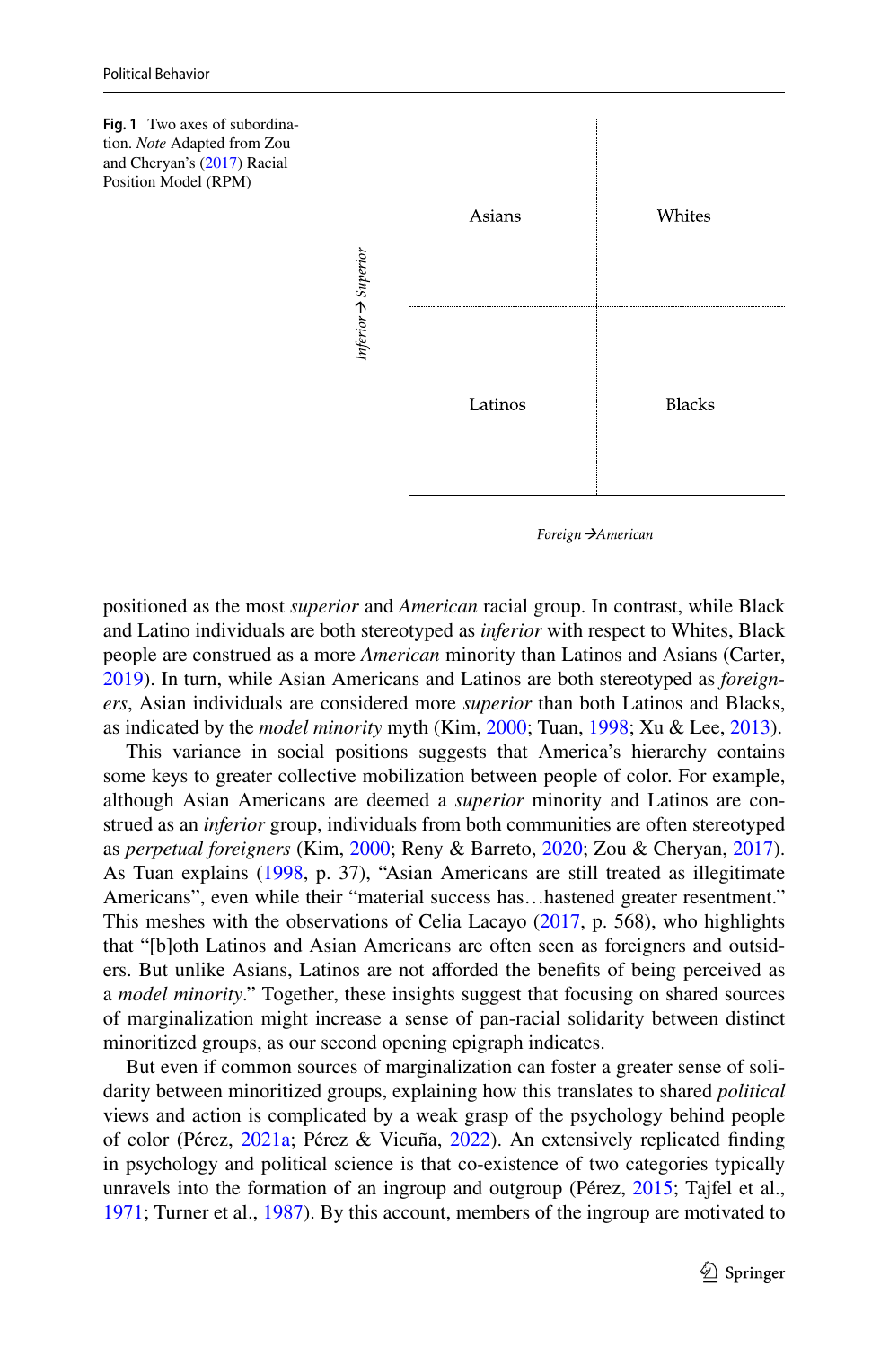**Fig. 1** Two axes of subordination. *Note* Adapted from Zou and Cheryan's (2017) Racial Position Model (RPM)

Asians

Whites

Latinos

Blacks

*Inferior→Superior*

*Foreign→American*

positioned as the most *superior* and *American* racial group. In contrast, while Black and Latino individuals are both stereotyped as *inferior* with respect to Whites, Black people are construed as a more *American* minority than Latinos and Asians (Carter, 2019). In turn, while Asian Americans and Latinos are both stereotyped as *foreigners*, Asian individuals are considered more *superior* than both Latinos and Blacks, as indicated by the *model minority* myth (Kim, 2000; Tuan, 1998; Xu & Lee, 2013).

This variance in social positions suggests that America's hierarchy contains some keys to greater collective mobilization between people of color. For example, although Asian Americans are deemed a *superior* minority and Latinos are construed as an *inferior* group, individuals from both communities are often stereotyped as *perpetual foreigners* (Kim, 2000; Reny & Barreto, 2020; Zou & Cheryan, 2017). As Tuan explains (1998, p. 37), "Asian Americans are still treated as illegitimate Americans", even while their "material success has…hastened greater resentment." This meshes with the observations of Celia Lacayo (2017, p. 568), who highlights that "[b]oth Latinos and Asian Americans are often seen as foreigners and outsiders. But unlike Asians, Latinos are not afforded the benefits of being perceived as a *model minority*." Together, these insights suggest that focusing on shared sources of marginalization might increase a sense of pan-racial solidarity between distinct minoritized groups, as our second opening epigraph indicates.

But even if common sources of marginalization can foster a greater sense of solidarity between minoritized groups, explaining how this translates to shared *political* views and action is complicated by a weak grasp of the psychology behind people of color (Pérez, 2021a; Pérez & Vicuña, 2022). An extensively replicated finding in psychology and political science is that co-existence of two categories typically unravels into the formation of an ingroup and outgroup (Pérez, 2015; Tajfel et al., 1971; Turner et al., 1987). By this account, members of the ingroup are motivated to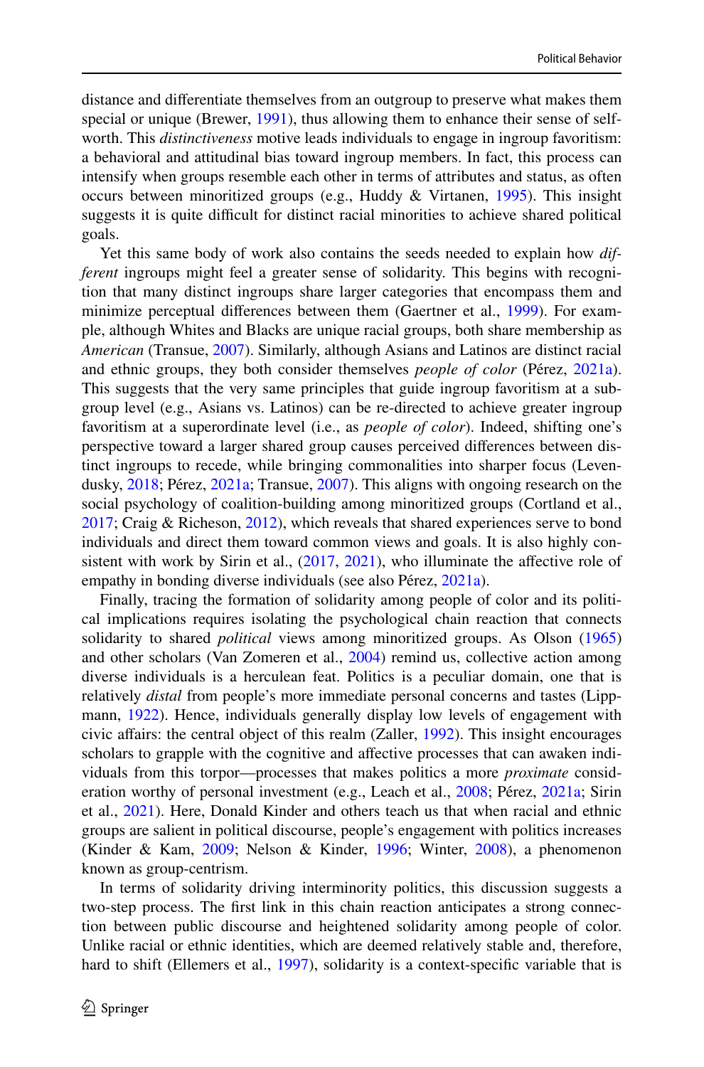distance and differentiate themselves from an outgroup to preserve what makes them special or unique (Brewer, 1991), thus allowing them to enhance their sense of self-worth. This *distinctiveness* motive leads individuals to engage in ingroup favoritism: a behavioral and attitudinal bias toward ingroup members. In fact, this process can intensify when groups resemble each other in terms of attributes and status, as often occurs between minoritized groups (e.g., Huddy & Virtanen, 1995). This insight suggests it is quite difficult for distinct racial minorities to achieve shared political goals.

Yet this same body of work also contains the seeds needed to explain how *different* ingroups might feel a greater sense of solidarity. This begins with recognition that many distinct ingroups share larger categories that encompass them and minimize perceptual differences between them (Gaertner et al., 1999). For example, although Whites and Blacks are unique racial groups, both share membership as *American* (Transue, 2007). Similarly, although Asians and Latinos are distinct racial and ethnic groups, they both consider themselves *people of color* (Pérez, 2021a). This suggests that the very same principles that guide ingroup favoritism at a subgroup level (e.g., Asians vs. Latinos) can be re-directed to achieve greater ingroup favoritism at a superordinate level (i.e., as *people of color*). Indeed, shifting one's perspective toward a larger shared group causes perceived differences between distinct ingroups to recede, while bringing commonalities into sharper focus (Levendusky, 2018; Pérez, 2021a; Transue, 2007). This aligns with ongoing research on the social psychology of coalition-building among minoritized groups (Cortland et al., 2017; Craig & Richeson, 2012), which reveals that shared experiences serve to bond individuals and direct them toward common views and goals. It is also highly consistent with work by Sirin et al., (2017, 2021), who illuminate the affective role of empathy in bonding diverse individuals (see also Pérez, 2021a).

Finally, tracing the formation of solidarity among people of color and its political implications requires isolating the psychological chain reaction that connects solidarity to shared *political* views among minoritized groups. As Olson (1965) and other scholars (Van Zomeren et al., 2004) remind us, collective action among diverse individuals is a herculean feat. Politics is a peculiar domain, one that is relatively *distal* from people's more immediate personal concerns and tastes (Lippmann, 1922). Hence, individuals generally display low levels of engagement with civic affairs: the central object of this realm (Zaller, 1992). This insight encourages scholars to grapple with the cognitive and affective processes that can awaken individuals from this torpor—processes that makes politics a more *proximate* consideration worthy of personal investment (e.g., Leach et al., 2008; Pérez, 2021a; Sirin et al., 2021). Here, Donald Kinder and others teach us that when racial and ethnic groups are salient in political discourse, people's engagement with politics increases (Kinder & Kam, 2009; Nelson & Kinder, 1996; Winter, 2008), a phenomenon known as group-centrism.

In terms of solidarity driving interminority politics, this discussion suggests a two-step process. The first link in this chain reaction anticipates a strong connection between public discourse and heightened solidarity among people of color. Unlike racial or ethnic identities, which are deemed relatively stable and, therefore, hard to shift (Ellemers et al., 1997), solidarity is a context-specific variable that is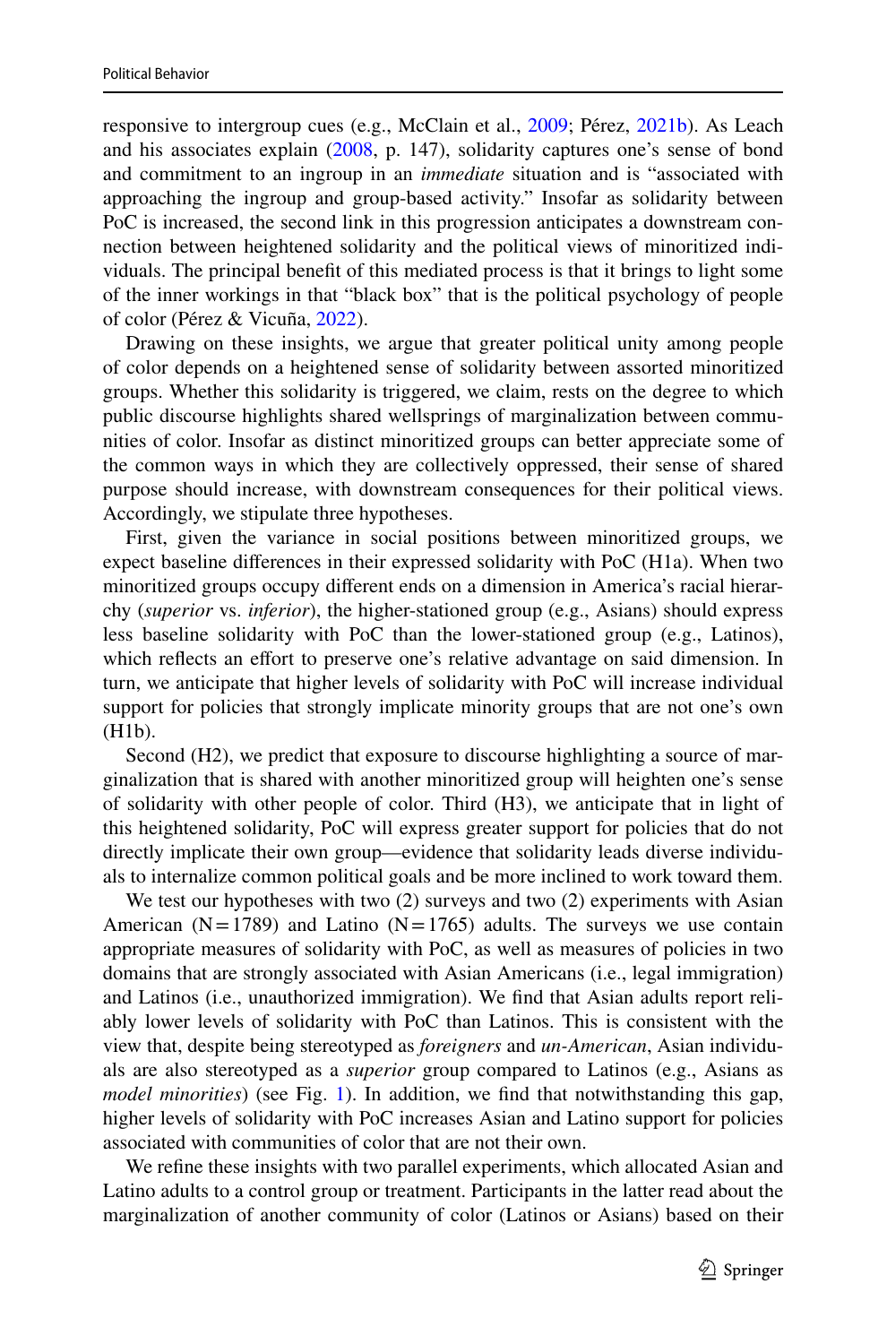responsive to intergroup cues (e.g., McClain et al., 2009; Pérez, 2021b). As Leach and his associates explain (2008, p. 147), solidarity captures one's sense of bond and commitment to an ingroup in an *immediate* situation and is "associated with approaching the ingroup and group-based activity." Insofar as solidarity between PoC is increased, the second link in this progression anticipates a downstream connection between heightened solidarity and the political views of minoritized individuals. The principal benefit of this mediated process is that it brings to light some of the inner workings in that "black box" that is the political psychology of people of color (Pérez & Vicuña, 2022).

Drawing on these insights, we argue that greater political unity among people of color depends on a heightened sense of solidarity between assorted minoritized groups. Whether this solidarity is triggered, we claim, rests on the degree to which public discourse highlights shared wellsprings of marginalization between communities of color. Insofar as distinct minoritized groups can better appreciate some of the common ways in which they are collectively oppressed, their sense of shared purpose should increase, with downstream consequences for their political views. Accordingly, we stipulate three hypotheses.

First, given the variance in social positions between minoritized groups, we expect baseline differences in their expressed solidarity with PoC (H1a). When two minoritized groups occupy different ends on a dimension in America's racial hierarchy (*superior* vs. *inferior*), the higher-stationed group (e.g., Asians) should express less baseline solidarity with PoC than the lower-stationed group (e.g., Latinos), which reflects an effort to preserve one's relative advantage on said dimension. In turn, we anticipate that higher levels of solidarity with PoC will increase individual support for policies that strongly implicate minority groups that are not one's own (H1b).

Second (H2), we predict that exposure to discourse highlighting a source of marginalization that is shared with another minoritized group will heighten one's sense of solidarity with other people of color. Third (H3), we anticipate that in light of this heightened solidarity, PoC will express greater support for policies that do not directly implicate their own group—evidence that solidarity leads diverse individuals to internalize common political goals and be more inclined to work toward them.

We test our hypotheses with two (2) surveys and two (2) experiments with Asian American (N = 1789) and Latino (N = 1765) adults. The surveys we use contain appropriate measures of solidarity with PoC, as well as measures of policies in two domains that are strongly associated with Asian Americans (i.e., legal immigration) and Latinos (i.e., unauthorized immigration). We find that Asian adults report reliably lower levels of solidarity with PoC than Latinos. This is consistent with the view that, despite being stereotyped as *foreigners* and *un-American*, Asian individuals are also stereotyped as a *superior* group compared to Latinos (e.g., Asians as *model minorities*) (see Fig. 1). In addition, we find that notwithstanding this gap, higher levels of solidarity with PoC increases Asian and Latino support for policies associated with communities of color that are not their own.

We refine these insights with two parallel experiments, which allocated Asian and Latino adults to a control group or treatment. Participants in the latter read about the marginalization of another community of color (Latinos or Asians) based on their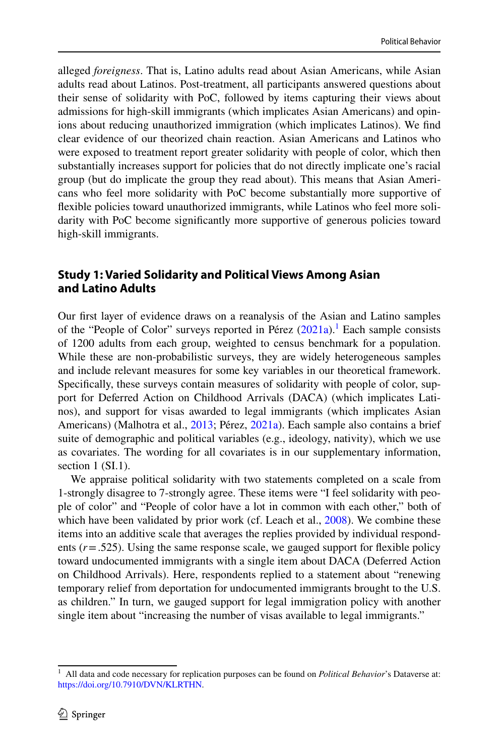alleged *foreigness*. That is, Latino adults read about Asian Americans, while Asian adults read about Latinos. Post-treatment, all participants answered questions about their sense of solidarity with PoC, followed by items capturing their views about admissions for high-skill immigrants (which implicates Asian Americans) and opinions about reducing unauthorized immigration (which implicates Latinos). We find clear evidence of our theorized chain reaction. Asian Americans and Latinos who were exposed to treatment report greater solidarity with people of color, which then substantially increases support for policies that do not directly implicate one's racial group (but do implicate the group they read about). This means that Asian Americans who feel more solidarity with PoC become substantially more supportive of flexible policies toward unauthorized immigrants, while Latinos who feel more solidarity with PoC become significantly more supportive of generous policies toward high-skill immigrants.

## Study 1: Varied Solidarity and Political Views Among Asian and Latino Adults

Our first layer of evidence draws on a reanalysis of the Asian and Latino samples of the "People of Color" surveys reported in Pérez (2021a).[1] Each sample consists of 1200 adults from each group, weighted to census benchmark for a population. While these are non-probabilistic surveys, they are widely heterogeneous samples and include relevant measures for some key variables in our theoretical framework. Specifically, these surveys contain measures of solidarity with people of color, support for Deferred Action on Childhood Arrivals (DACA) (which implicates Latinos), and support for visas awarded to legal immigrants (which implicates Asian Americans) (Malhotra et al., 2013; Pérez, 2021a). Each sample also contains a brief suite of demographic and political variables (e.g., ideology, nativity), which we use as covariates. The wording for all covariates is in our supplementary information, section 1 (SI.1).

We appraise political solidarity with two statements completed on a scale from 1-strongly disagree to 7-strongly agree. These items were "I feel solidarity with people of color" and "People of color have a lot in common with each other," both of which have been validated by prior work (cf. Leach et al., 2008). We combine these items into an additive scale that averages the replies provided by individual respondents ($r = .525$). Using the same response scale, we gauged support for flexible policy toward undocumented immigrants with a single item about DACA (Deferred Action on Childhood Arrivals). Here, respondents replied to a statement about "renewing temporary relief from deportation for undocumented immigrants brought to the U.S. as children." In turn, we gauged support for legal immigration policy with another single item about "increasing the number of visas available to legal immigrants."

[1] All data and code necessary for replication purposes can be found on *Political Behavior*'s Dataverse at: https://doi.org/10.7910/DVN/KLRTHN.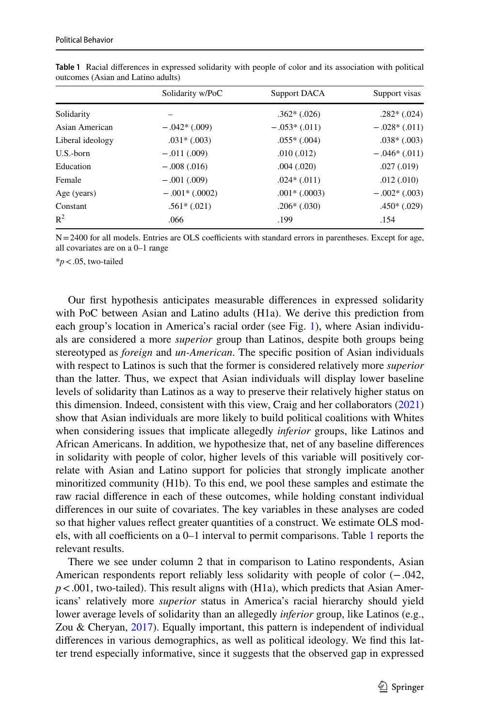**Table 1** Racial differences in expressed solidarity with people of color and its association with political outcomes (Asian and Latino adults)

| | Solidarity w/PoC | Support DACA | Support visas |
|---|---|---|---|
| Solidarity | – | .362* (.026) | .282* (.024) |
| Asian American | −.042* (.009) | −.053* (.011) | −.028* (.011) |
| Liberal ideology | .031* (.003) | .055* (.004) | .038* (.003) |
| U.S.-born | −.011 (.009) | .010 (.012) | −.046* (.011) |
| Education | −.008 (.016) | .004 (.020) | .027 (.019) |
| Female | −.001 (.009) | .024* (.011) | .012 (.010) |
| Age (years) | −.001* (.0002) | .001* (.0003) | −.002* (.003) |
| Constant | .561* (.021) | .206* (.030) | .450* (.029) |
| $R^2$ | .066 | .199 | .154 |

N = 2400 for all models. Entries are OLS coefficients with standard errors in parentheses. Except for age, all covariates are on a 0–1 range

*$p < .05$, two-tailed

Our first hypothesis anticipates measurable differences in expressed solidarity with PoC between Asian and Latino adults (H1a). We derive this prediction from each group's location in America's racial order (see Fig. 1), where Asian individuals are considered a more *superior* group than Latinos, despite both groups being stereotyped as *foreign* and *un-American*. The specific position of Asian individuals with respect to Latinos is such that the former is considered relatively more *superior* than the latter. Thus, we expect that Asian individuals will display lower baseline levels of solidarity than Latinos as a way to preserve their relatively higher status on this dimension. Indeed, consistent with this view, Craig and her collaborators (2021) show that Asian individuals are more likely to build political coalitions with Whites when considering issues that implicate allegedly *inferior* groups, like Latinos and African Americans. In addition, we hypothesize that, net of any baseline differences in solidarity with people of color, higher levels of this variable will positively correlate with Asian and Latino support for policies that strongly implicate another minoritized community (H1b). To this end, we pool these samples and estimate the raw racial difference in each of these outcomes, while holding constant individual differences in our suite of covariates. The key variables in these analyses are coded so that higher values reflect greater quantities of a construct. We estimate OLS models, with all coefficients on a 0–1 interval to permit comparisons. Table 1 reports the relevant results.

There we see under column 2 that in comparison to Latino respondents, Asian American respondents report reliably less solidarity with people of color (−.042, $p < .001$, two-tailed). This result aligns with (H1a), which predicts that Asian Americans' relatively more *superior* status in America's racial hierarchy should yield lower average levels of solidarity than an allegedly *inferior* group, like Latinos (e.g., Zou & Cheryan, 2017). Equally important, this pattern is independent of individual differences in various demographics, as well as political ideology. We find this latter trend especially informative, since it suggests that the observed gap in expressed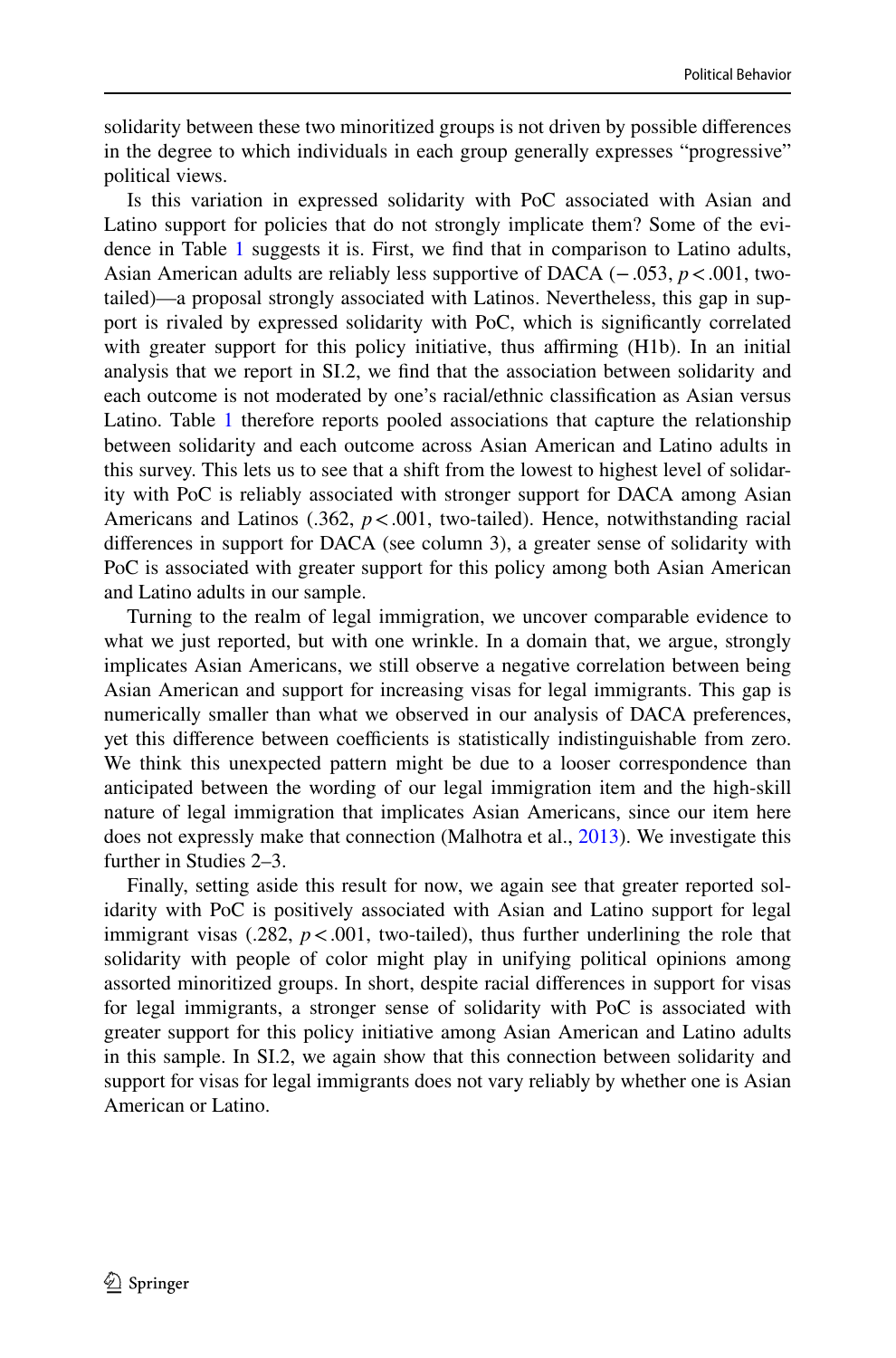solidarity between these two minoritized groups is not driven by possible differences in the degree to which individuals in each group generally expresses "progressive" political views.

Is this variation in expressed solidarity with PoC associated with Asian and Latino support for policies that do not strongly implicate them? Some of the evidence in Table 1 suggests it is. First, we find that in comparison to Latino adults, Asian American adults are reliably less supportive of DACA ($-.053$, $p < .001$, two-tailed)—a proposal strongly associated with Latinos. Nevertheless, this gap in support is rivaled by expressed solidarity with PoC, which is significantly correlated with greater support for this policy initiative, thus affirming (H1b). In an initial analysis that we report in SI.2, we find that the association between solidarity and each outcome is not moderated by one's racial/ethnic classification as Asian versus Latino. Table 1 therefore reports pooled associations that capture the relationship between solidarity and each outcome across Asian American and Latino adults in this survey. This lets us to see that a shift from the lowest to highest level of solidarity with PoC is reliably associated with stronger support for DACA among Asian Americans and Latinos (.362, $p < .001$, two-tailed). Hence, notwithstanding racial differences in support for DACA (see column 3), a greater sense of solidarity with PoC is associated with greater support for this policy among both Asian American and Latino adults in our sample.

Turning to the realm of legal immigration, we uncover comparable evidence to what we just reported, but with one wrinkle. In a domain that, we argue, strongly implicates Asian Americans, we still observe a negative correlation between being Asian American and support for increasing visas for legal immigrants. This gap is numerically smaller than what we observed in our analysis of DACA preferences, yet this difference between coefficients is statistically indistinguishable from zero. We think this unexpected pattern might be due to a looser correspondence than anticipated between the wording of our legal immigration item and the high-skill nature of legal immigration that implicates Asian Americans, since our item here does not expressly make that connection (Malhotra et al., 2013). We investigate this further in Studies 2–3.

Finally, setting aside this result for now, we again see that greater reported solidarity with PoC is positively associated with Asian and Latino support for legal immigrant visas (.282, $p < .001$, two-tailed), thus further underlining the role that solidarity with people of color might play in unifying political opinions among assorted minoritized groups. In short, despite racial differences in support for visas for legal immigrants, a stronger sense of solidarity with PoC is associated with greater support for this policy initiative among Asian American and Latino adults in this sample. In SI.2, we again show that this connection between solidarity and support for visas for legal immigrants does not vary reliably by whether one is Asian American or Latino.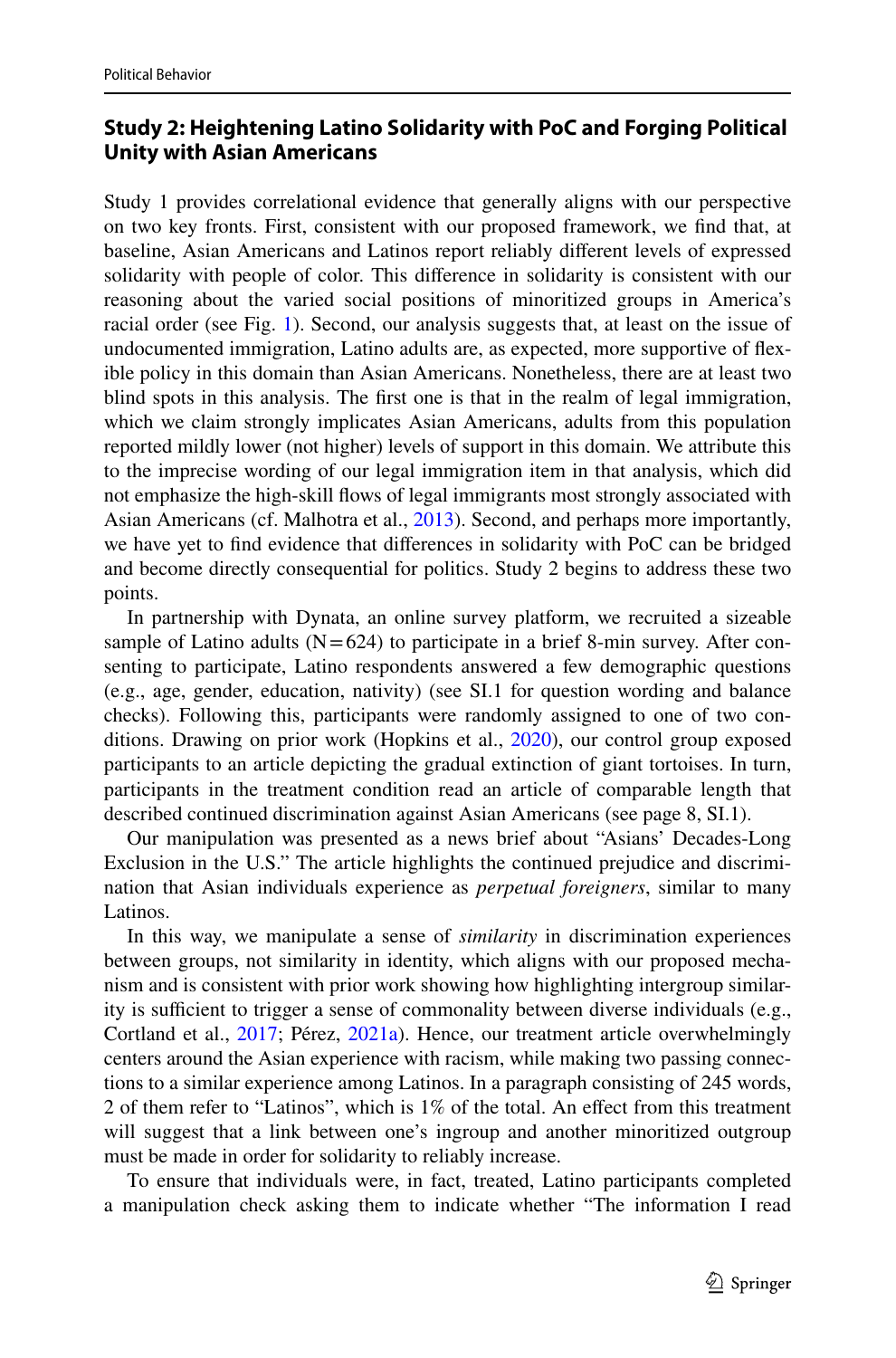### Study 2: Heightening Latino Solidarity with PoC and Forging Political Unity with Asian Americans

Study 1 provides correlational evidence that generally aligns with our perspective on two key fronts. First, consistent with our proposed framework, we find that, at baseline, Asian Americans and Latinos report reliably different levels of expressed solidarity with people of color. This difference in solidarity is consistent with our reasoning about the varied social positions of minoritized groups in America's racial order (see Fig. 1). Second, our analysis suggests that, at least on the issue of undocumented immigration, Latino adults are, as expected, more supportive of flexible policy in this domain than Asian Americans. Nonetheless, there are at least two blind spots in this analysis. The first one is that in the realm of legal immigration, which we claim strongly implicates Asian Americans, adults from this population reported mildly lower (not higher) levels of support in this domain. We attribute this to the imprecise wording of our legal immigration item in that analysis, which did not emphasize the high-skill flows of legal immigrants most strongly associated with Asian Americans (cf. Malhotra et al., 2013). Second, and perhaps more importantly, we have yet to find evidence that differences in solidarity with PoC can be bridged and become directly consequential for politics. Study 2 begins to address these two points.

In partnership with Dynata, an online survey platform, we recruited a sizeable sample of Latino adults (N = 624) to participate in a brief 8-min survey. After consenting to participate, Latino respondents answered a few demographic questions (e.g., age, gender, education, nativity) (see SI.1 for question wording and balance checks). Following this, participants were randomly assigned to one of two conditions. Drawing on prior work (Hopkins et al., 2020), our control group exposed participants to an article depicting the gradual extinction of giant tortoises. In turn, participants in the treatment condition read an article of comparable length that described continued discrimination against Asian Americans (see page 8, SI.1).

Our manipulation was presented as a news brief about "Asians' Decades-Long Exclusion in the U.S." The article highlights the continued prejudice and discrimination that Asian individuals experience as *perpetual foreigners*, similar to many Latinos.

In this way, we manipulate a sense of *similarity* in discrimination experiences between groups, not similarity in identity, which aligns with our proposed mechanism and is consistent with prior work showing how highlighting intergroup similarity is sufficient to trigger a sense of commonality between diverse individuals (e.g., Cortland et al., 2017; Pérez, 2021a). Hence, our treatment article overwhelmingly centers around the Asian experience with racism, while making two passing connections to a similar experience among Latinos. In a paragraph consisting of 245 words, 2 of them refer to "Latinos", which is 1% of the total. An effect from this treatment will suggest that a link between one's ingroup and another minoritized outgroup must be made in order for solidarity to reliably increase.

To ensure that individuals were, in fact, treated, Latino participants completed a manipulation check asking them to indicate whether "The information I read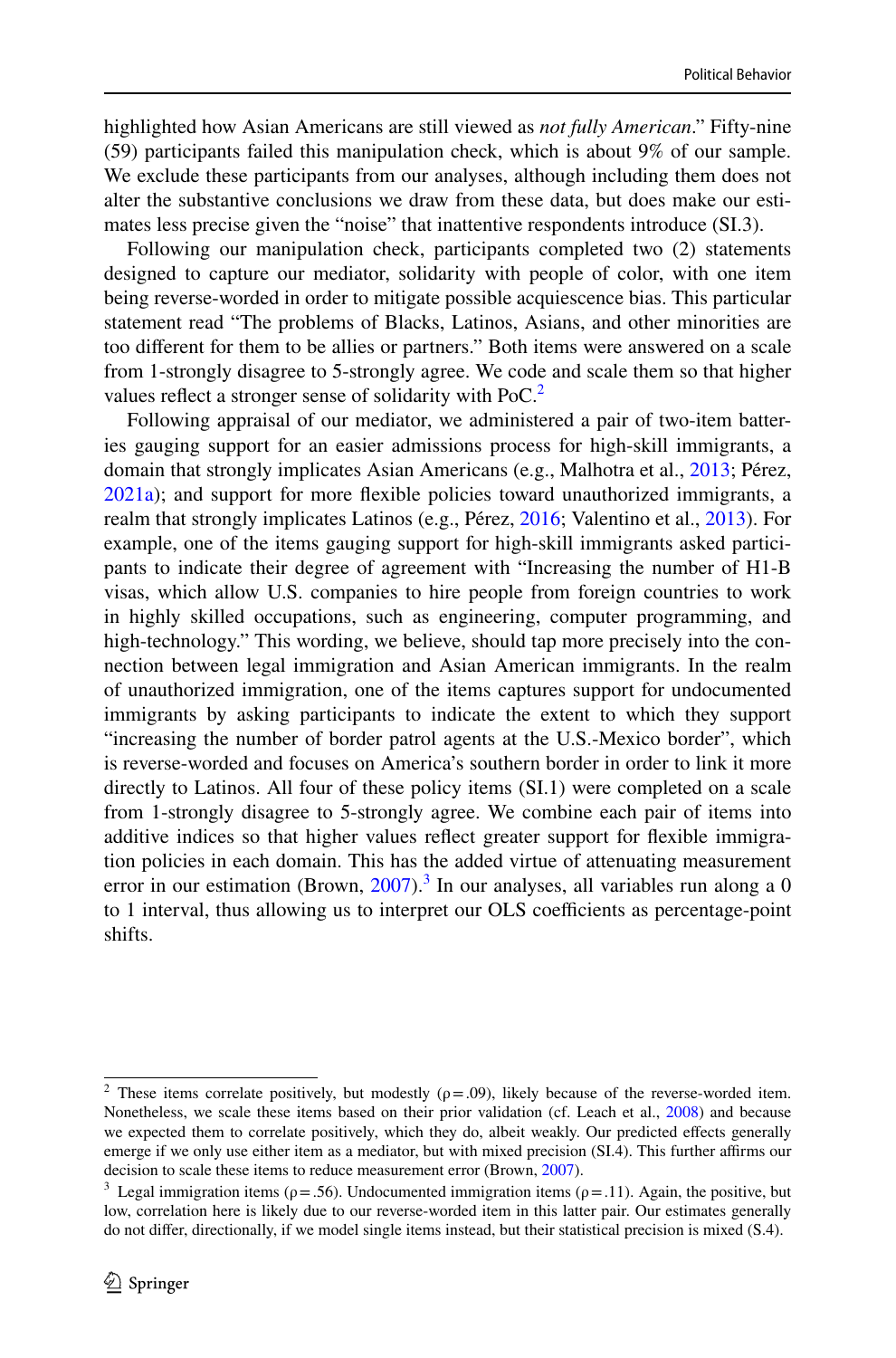highlighted how Asian Americans are still viewed as *not fully American*." Fifty-nine (59) participants failed this manipulation check, which is about 9% of our sample. We exclude these participants from our analyses, although including them does not alter the substantive conclusions we draw from these data, but does make our estimates less precise given the "noise" that inattentive respondents introduce (SI.3).

Following our manipulation check, participants completed two (2) statements designed to capture our mediator, solidarity with people of color, with one item being reverse-worded in order to mitigate possible acquiescence bias. This particular statement read "The problems of Blacks, Latinos, Asians, and other minorities are too different for them to be allies or partners." Both items were answered on a scale from 1-strongly disagree to 5-strongly agree. We code and scale them so that higher values reflect a stronger sense of solidarity with PoC.[2]

Following appraisal of our mediator, we administered a pair of two-item batteries gauging support for an easier admissions process for high-skill immigrants, a domain that strongly implicates Asian Americans (e.g., Malhotra et al., 2013; Pérez, 2021a); and support for more flexible policies toward unauthorized immigrants, a realm that strongly implicates Latinos (e.g., Pérez, 2016; Valentino et al., 2013). For example, one of the items gauging support for high-skill immigrants asked participants to indicate their degree of agreement with "Increasing the number of H1-B visas, which allow U.S. companies to hire people from foreign countries to work in highly skilled occupations, such as engineering, computer programming, and high-technology." This wording, we believe, should tap more precisely into the connection between legal immigration and Asian American immigrants. In the realm of unauthorized immigration, one of the items captures support for undocumented immigrants by asking participants to indicate the extent to which they support "increasing the number of border patrol agents at the U.S.-Mexico border", which is reverse-worded and focuses on America's southern border in order to link it more directly to Latinos. All four of these policy items (SI.1) were completed on a scale from 1-strongly disagree to 5-strongly agree. We combine each pair of items into additive indices so that higher values reflect greater support for flexible immigration policies in each domain. This has the added virtue of attenuating measurement error in our estimation (Brown, 2007).[3] In our analyses, all variables run along a 0 to 1 interval, thus allowing us to interpret our OLS coefficients as percentage-point shifts.

---

[2] These items correlate positively, but modestly ($\rho = .09$), likely because of the reverse-worded item. Nonetheless, we scale these items based on their prior validation (cf. Leach et al., 2008) and because we expected them to correlate positively, which they do, albeit weakly. Our predicted effects generally emerge if we only use either item as a mediator, but with mixed precision (SI.4). This further affirms our decision to scale these items to reduce measurement error (Brown, 2007).

[3] Legal immigration items ($\rho = .56$). Undocumented immigration items ($\rho = .11$). Again, the positive, but low, correlation here is likely due to our reverse-worded item in this latter pair. Our estimates generally do not differ, directionally, if we model single items instead, but their statistical precision is mixed (S.4).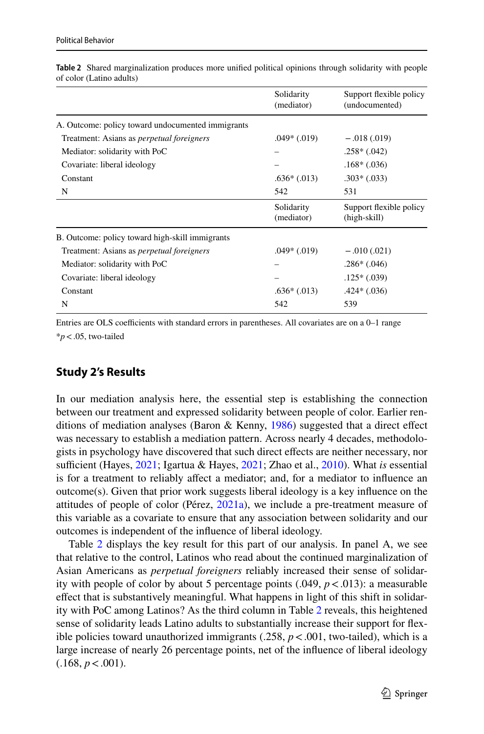**Table 2** Shared marginalization produces more unified political opinions through solidarity with people of color (Latino adults)

| | Solidarity (mediator) | Support flexible policy (undocumented) |
|---|---|---|
| A. Outcome: policy toward undocumented immigrants | | |
| Treatment: Asians as *perpetual foreigners* | .049* (.019) | −.018 (.019) |
| Mediator: solidarity with PoC | – | .258* (.042) |
| Covariate: liberal ideology | – | .168* (.036) |
| Constant | .636* (.013) | .303* (.033) |
| N | 542 | 531 |
| | **Solidarity (mediator)** | **Support flexible policy (high-skill)** |
| B. Outcome: policy toward high-skill immigrants | | |
| Treatment: Asians as *perpetual foreigners* | .049* (.019) | −.010 (.021) |
| Mediator: solidarity with PoC | – | .286* (.046) |
| Covariate: liberal ideology | – | .125* (.039) |
| Constant | .636* (.013) | .424* (.036) |
| N | 542 | 539 |

Entries are OLS coefficients with standard errors in parentheses. All covariates are on a 0–1 range

*$p < .05$, two-tailed

## Study 2's Results

In our mediation analysis here, the essential step is establishing the connection between our treatment and expressed solidarity between people of color. Earlier renditions of mediation analyses (Baron & Kenny, 1986) suggested that a direct effect was necessary to establish a mediation pattern. Across nearly 4 decades, methodologists in psychology have discovered that such direct effects are neither necessary, nor sufficient (Hayes, 2021; Igartua & Hayes, 2021; Zhao et al., 2010). What *is* essential is for a treatment to reliably affect a mediator; and, for a mediator to influence an outcome(s). Given that prior work suggests liberal ideology is a key influence on the attitudes of people of color (Pérez, 2021a), we include a pre-treatment measure of this variable as a covariate to ensure that any association between solidarity and our outcomes is independent of the influence of liberal ideology.

Table 2 displays the key result for this part of our analysis. In panel A, we see that relative to the control, Latinos who read about the continued marginalization of Asian Americans as *perpetual foreigners* reliably increased their sense of solidarity with people of color by about 5 percentage points (.049, $p < .013$): a measurable effect that is substantively meaningful. What happens in light of this shift in solidarity with PoC among Latinos? As the third column in Table 2 reveals, this heightened sense of solidarity leads Latino adults to substantially increase their support for flexible policies toward unauthorized immigrants (.258, $p < .001$, two-tailed), which is a large increase of nearly 26 percentage points, net of the influence of liberal ideology (.168, $p < .001$).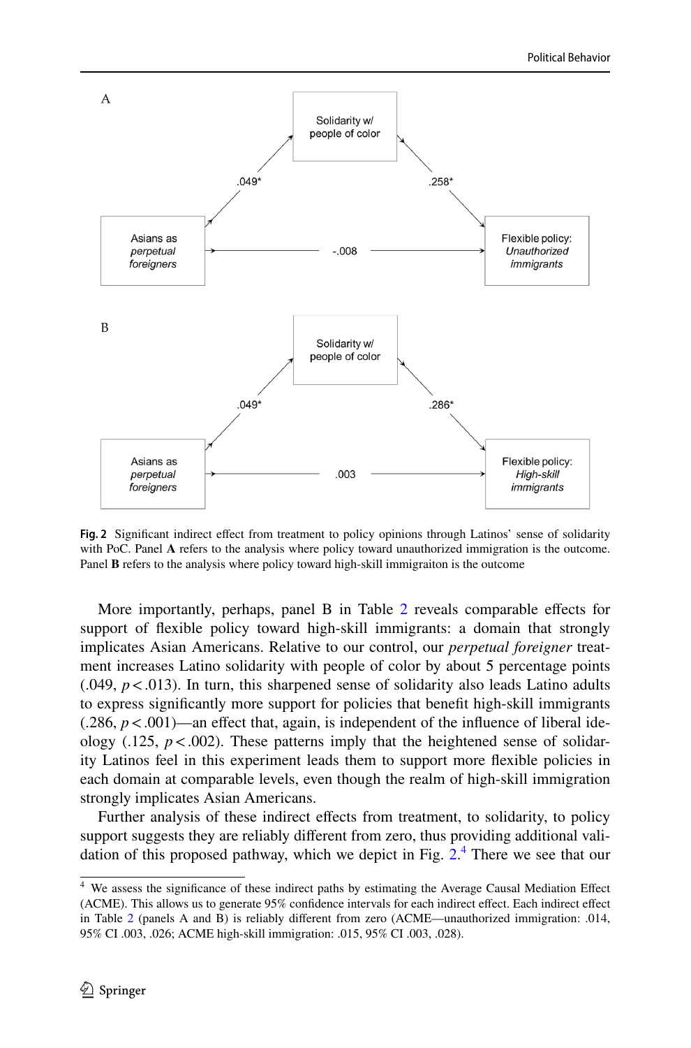A

Solidarity w/ people of color

.049*

.258*

Asians as *perpetual foreigners*

-.008

Flexible policy: *Unauthorized immigrants*

B

Solidarity w/ people of color

.049*

.286*

Asians as *perpetual foreigners*

.003

Flexible policy: *High-skill immigrants*

**Fig. 2** Significant indirect effect from treatment to policy opinions through Latinos' sense of solidarity with PoC. Panel **A** refers to the analysis where policy toward unauthorized immigration is the outcome. Panel **B** refers to the analysis where policy toward high-skill immigraiton is the outcome

More importantly, perhaps, panel B in Table 2 reveals comparable effects for support of flexible policy toward high-skill immigrants: a domain that strongly implicates Asian Americans. Relative to our control, our *perpetual foreigner* treatment increases Latino solidarity with people of color by about 5 percentage points (.049, $p < .013$). In turn, this sharpened sense of solidarity also leads Latino adults to express significantly more support for policies that benefit high-skill immigrants (.286, $p < .001$)—an effect that, again, is independent of the influence of liberal ideology (.125, $p < .002$). These patterns imply that the heightened sense of solidarity Latinos feel in this experiment leads them to support more flexible policies in each domain at comparable levels, even though the realm of high-skill immigration strongly implicates Asian Americans.

Further analysis of these indirect effects from treatment, to solidarity, to policy support suggests they are reliably different from zero, thus providing additional validation of this proposed pathway, which we depict in Fig. 2.[4] There we see that our

[4] We assess the significance of these indirect paths by estimating the Average Causal Mediation Effect (ACME). This allows us to generate 95% confidence intervals for each indirect effect. Each indirect effect in Table 2 (panels A and B) is reliably different from zero (ACME—unauthorized immigration: .014, 95% CI .003, .026; ACME high-skill immigration: .015, 95% CI .003, .028).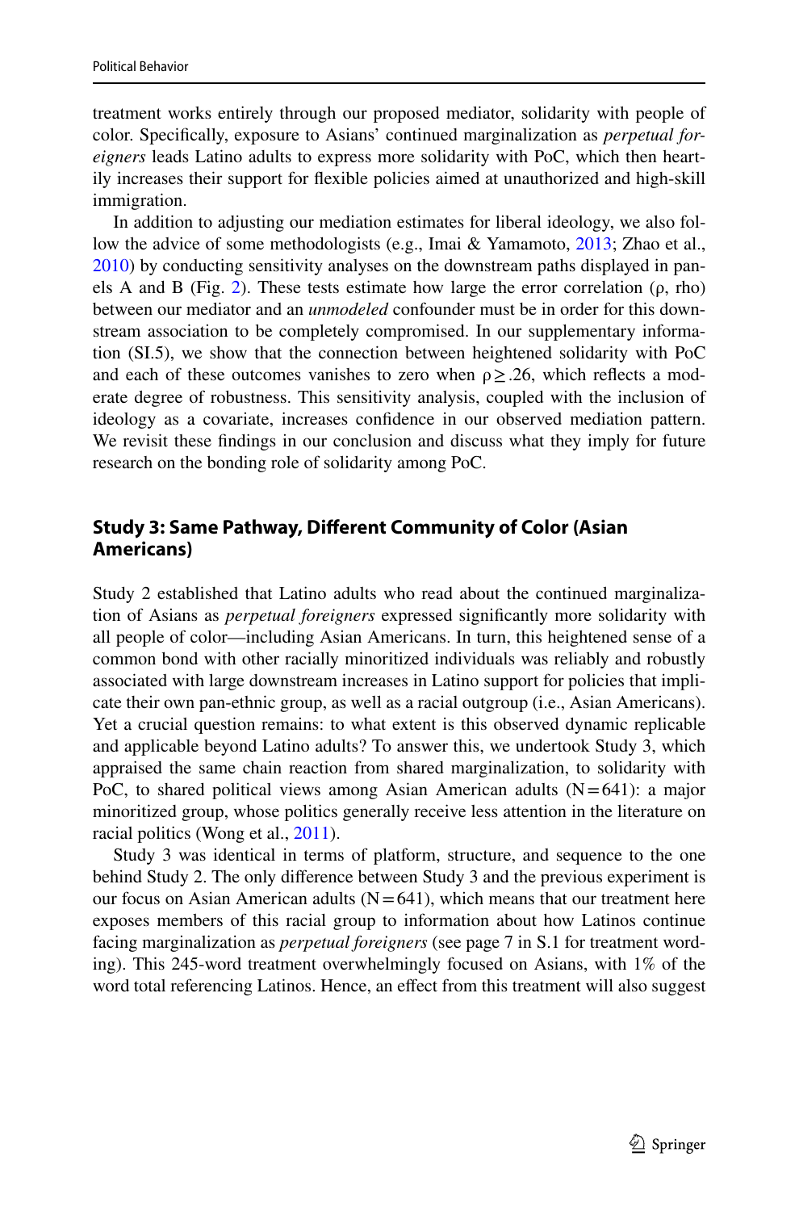treatment works entirely through our proposed mediator, solidarity with people of color. Specifically, exposure to Asians' continued marginalization as *perpetual foreigners* leads Latino adults to express more solidarity with PoC, which then heartily increases their support for flexible policies aimed at unauthorized and high-skill immigration.

In addition to adjusting our mediation estimates for liberal ideology, we also follow the advice of some methodologists (e.g., Imai & Yamamoto, 2013; Zhao et al., 2010) by conducting sensitivity analyses on the downstream paths displayed in panels A and B (Fig. 2). These tests estimate how large the error correlation (ρ, rho) between our mediator and an *unmodeled* confounder must be in order for this downstream association to be completely compromised. In our supplementary information (SI.5), we show that the connection between heightened solidarity with PoC and each of these outcomes vanishes to zero when $\rho \geq .26$, which reflects a moderate degree of robustness. This sensitivity analysis, coupled with the inclusion of ideology as a covariate, increases confidence in our observed mediation pattern. We revisit these findings in our conclusion and discuss what they imply for future research on the bonding role of solidarity among PoC.

## Study 3: Same Pathway, Different Community of Color (Asian Americans)

Study 2 established that Latino adults who read about the continued marginalization of Asians as *perpetual foreigners* expressed significantly more solidarity with all people of color—including Asian Americans. In turn, this heightened sense of a common bond with other racially minoritized individuals was reliably and robustly associated with large downstream increases in Latino support for policies that implicate their own pan-ethnic group, as well as a racial outgroup (i.e., Asian Americans). Yet a crucial question remains: to what extent is this observed dynamic replicable and applicable beyond Latino adults? To answer this, we undertook Study 3, which appraised the same chain reaction from shared marginalization, to solidarity with PoC, to shared political views among Asian American adults (N = 641): a major minoritized group, whose politics generally receive less attention in the literature on racial politics (Wong et al., 2011).

Study 3 was identical in terms of platform, structure, and sequence to the one behind Study 2. The only difference between Study 3 and the previous experiment is our focus on Asian American adults (N = 641), which means that our treatment here exposes members of this racial group to information about how Latinos continue facing marginalization as *perpetual foreigners* (see page 7 in S.1 for treatment wording). This 245-word treatment overwhelmingly focused on Asians, with 1% of the word total referencing Latinos. Hence, an effect from this treatment will also suggest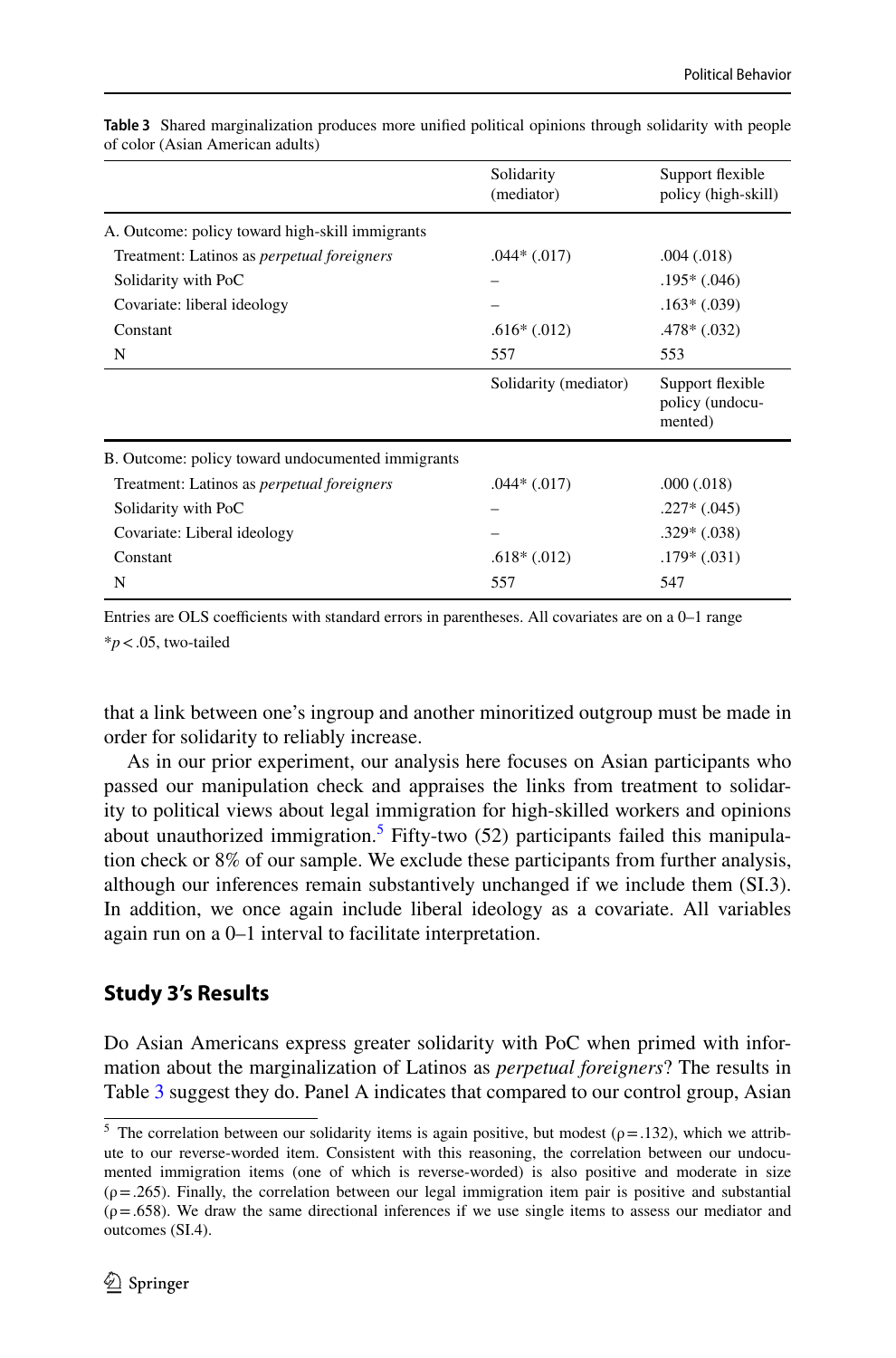**Table 3** Shared marginalization produces more unified political opinions through solidarity with people of color (Asian American adults)

| | Solidarity (mediator) | Support flexible policy (high-skill) |
|---|---|---|
| A. Outcome: policy toward high-skill immigrants | | |
| Treatment: Latinos as *perpetual foreigners* | .044* (.017) | .004 (.018) |
| Solidarity with PoC | – | .195* (.046) |
| Covariate: liberal ideology | – | .163* (.039) |
| Constant | .616* (.012) | .478* (.032) |
| N | 557 | 553 |
| | Solidarity (mediator) | Support flexible policy (undocumented) |
| B. Outcome: policy toward undocumented immigrants | | |
| Treatment: Latinos as *perpetual foreigners* | .044* (.017) | .000 (.018) |
| Solidarity with PoC | – | .227* (.045) |
| Covariate: Liberal ideology | – | .329* (.038) |
| Constant | .618* (.012) | .179* (.031) |
| N | 557 | 547 |

Entries are OLS coefficients with standard errors in parentheses. All covariates are on a 0–1 range

*$p < .05$, two-tailed

that a link between one's ingroup and another minoritized outgroup must be made in order for solidarity to reliably increase.

As in our prior experiment, our analysis here focuses on Asian participants who passed our manipulation check and appraises the links from treatment to solidarity to political views about legal immigration for high-skilled workers and opinions about unauthorized immigration.[5] Fifty-two (52) participants failed this manipulation check or 8% of our sample. We exclude these participants from further analysis, although our inferences remain substantively unchanged if we include them (SI.3). In addition, we once again include liberal ideology as a covariate. All variables again run on a 0–1 interval to facilitate interpretation.

## Study 3's Results

Do Asian Americans express greater solidarity with PoC when primed with information about the marginalization of Latinos as *perpetual foreigners*? The results in Table 3 suggest they do. Panel A indicates that compared to our control group, Asian

[5] The correlation between our solidarity items is again positive, but modest ($\rho = .132$), which we attribute to our reverse-worded item. Consistent with this reasoning, the correlation between our undocumented immigration items (one of which is reverse-worded) is also positive and moderate in size ($\rho = .265$). Finally, the correlation between our legal immigration item pair is positive and substantial ($\rho = .658$). We draw the same directional inferences if we use single items to assess our mediator and outcomes (SI.4).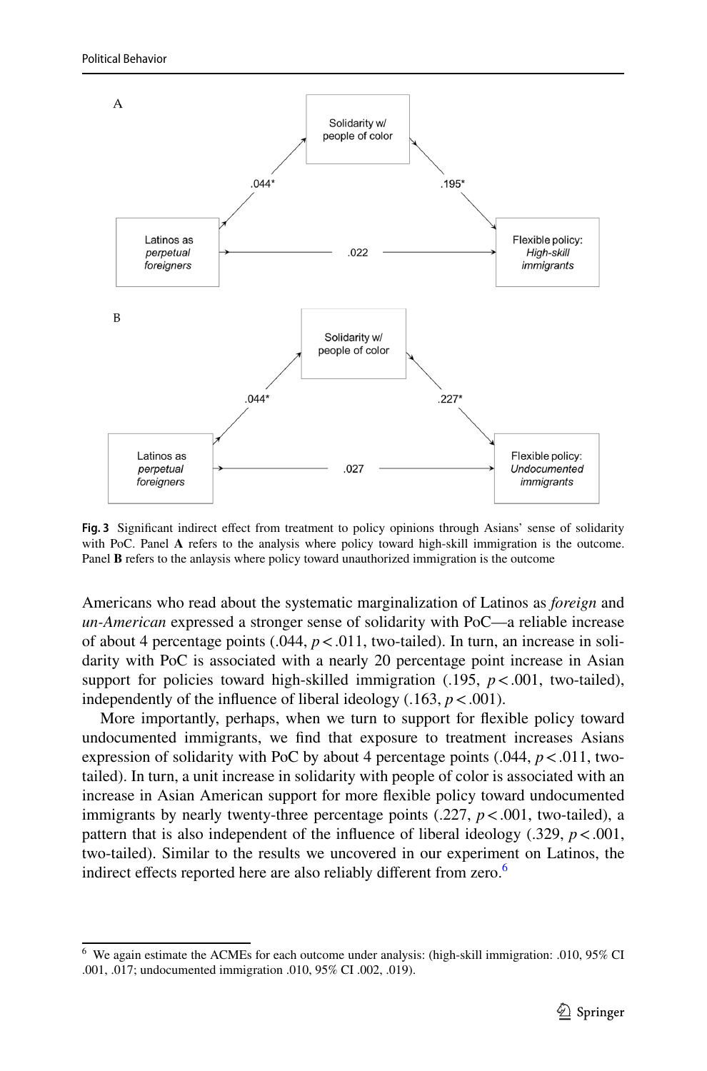A

Solidarity w/ people of color

.044*

.195*

Latinos as *perpetual foreigners*

.022

Flexible policy: *High-skill immigrants*

B

Solidarity w/ people of color

.044*

.227*

Latinos as *perpetual foreigners*

.027

Flexible policy: *Undocumented immigrants*

**Fig. 3** Significant indirect effect from treatment to policy opinions through Asians' sense of solidarity with PoC. Panel **A** refers to the analysis where policy toward high-skill immigration is the outcome. Panel **B** refers to the anlaysis where policy toward unauthorized immigration is the outcome

Americans who read about the systematic marginalization of Latinos as *foreign* and *un-American* expressed a stronger sense of solidarity with PoC—a reliable increase of about 4 percentage points (.044, $p < .011$, two-tailed). In turn, an increase in solidarity with PoC is associated with a nearly 20 percentage point increase in Asian support for policies toward high-skilled immigration (.195, $p < .001$, two-tailed), independently of the influence of liberal ideology (.163, $p < .001$).

More importantly, perhaps, when we turn to support for flexible policy toward undocumented immigrants, we find that exposure to treatment increases Asians expression of solidarity with PoC by about 4 percentage points (.044, $p < .011$, two-tailed). In turn, a unit increase in solidarity with people of color is associated with an increase in Asian American support for more flexible policy toward undocumented immigrants by nearly twenty-three percentage points (.227, $p < .001$, two-tailed), a pattern that is also independent of the influence of liberal ideology (.329, $p < .001$, two-tailed). Similar to the results we uncovered in our experiment on Latinos, the indirect effects reported here are also reliably different from zero.[6]

[6] We again estimate the ACMEs for each outcome under analysis: (high-skill immigration: .010, 95% CI .001, .017; undocumented immigration .010, 95% CI .002, .019).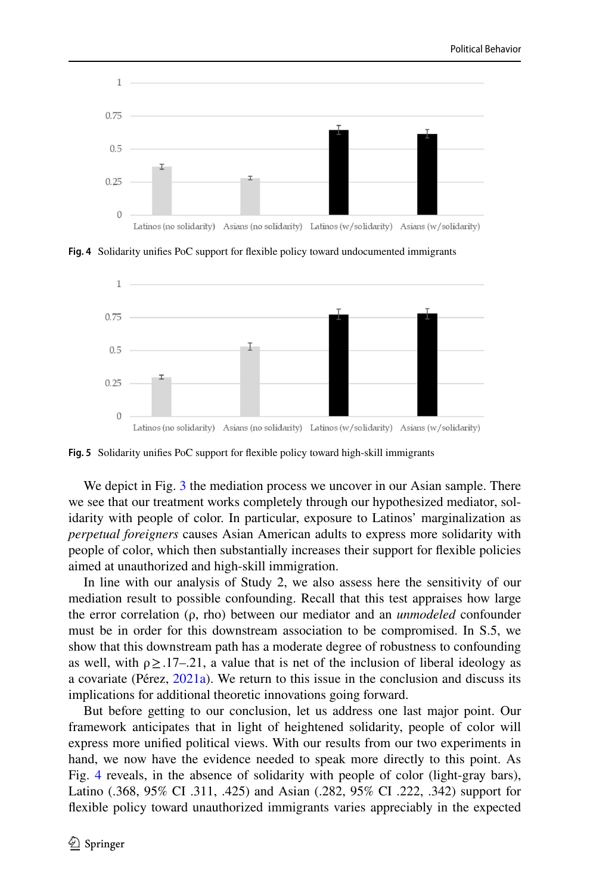Fig. 4 Solidarity unifies PoC support for flexible policy toward undocumented immigrants

Fig. 5 Solidarity unifies PoC support for flexible policy toward high-skill immigrants

We depict in Fig. 3 the mediation process we uncover in our Asian sample. There we see that our treatment works completely through our hypothesized mediator, solidarity with people of color. In particular, exposure to Latinos' marginalization as *perpetual foreigners* causes Asian American adults to express more solidarity with people of color, which then substantially increases their support for flexible policies aimed at unauthorized and high-skill immigration.

In line with our analysis of Study 2, we also assess here the sensitivity of our mediation result to possible confounding. Recall that this test appraises how large the error correlation (ρ, rho) between our mediator and an *unmodeled* confounder must be in order for this downstream association to be compromised. In S.5, we show that this downstream path has a moderate degree of robustness to confounding as well, with $\rho \geq .17$–$.21$, a value that is net of the inclusion of liberal ideology as a covariate (Pérez, 2021a). We return to this issue in the conclusion and discuss its implications for additional theoretic innovations going forward.

But before getting to our conclusion, let us address one last major point. Our framework anticipates that in light of heightened solidarity, people of color will express more unified political views. With our results from our two experiments in hand, we now have the evidence needed to speak more directly to this point. As Fig. 4 reveals, in the absence of solidarity with people of color (light-gray bars), Latino (.368, 95% CI .311, .425) and Asian (.282, 95% CI .222, .342) support for flexible policy toward unauthorized immigrants varies appreciably in the expected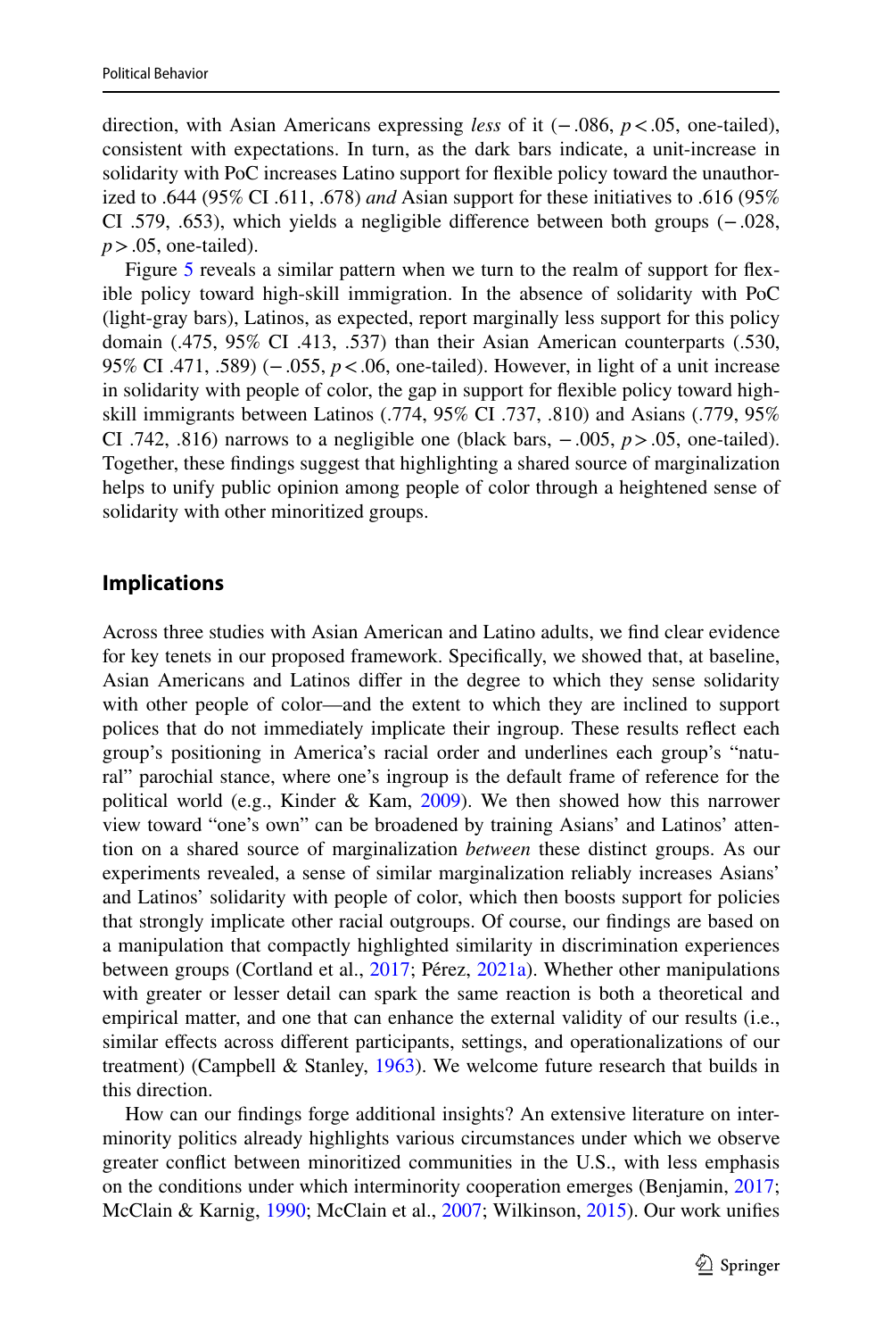direction, with Asian Americans expressing *less* of it (−.086, $p < .05$, one-tailed), consistent with expectations. In turn, as the dark bars indicate, a unit-increase in solidarity with PoC increases Latino support for flexible policy toward the unauthorized to .644 (95% CI .611, .678) *and* Asian support for these initiatives to .616 (95% CI .579, .653), which yields a negligible difference between both groups (−.028, $p > .05$, one-tailed).

Figure 5 reveals a similar pattern when we turn to the realm of support for flexible policy toward high-skill immigration. In the absence of solidarity with PoC (light-gray bars), Latinos, as expected, report marginally less support for this policy domain (.475, 95% CI .413, .537) than their Asian American counterparts (.530, 95% CI .471, .589) (−.055, $p < .06$, one-tailed). However, in light of a unit increase in solidarity with people of color, the gap in support for flexible policy toward high-skill immigrants between Latinos (.774, 95% CI .737, .810) and Asians (.779, 95% CI .742, .816) narrows to a negligible one (black bars, −.005, $p > .05$, one-tailed). Together, these findings suggest that highlighting a shared source of marginalization helps to unify public opinion among people of color through a heightened sense of solidarity with other minoritized groups.

## Implications

Across three studies with Asian American and Latino adults, we find clear evidence for key tenets in our proposed framework. Specifically, we showed that, at baseline, Asian Americans and Latinos differ in the degree to which they sense solidarity with other people of color—and the extent to which they are inclined to support polices that do not immediately implicate their ingroup. These results reflect each group's positioning in America's racial order and underlines each group's "natural" parochial stance, where one's ingroup is the default frame of reference for the political world (e.g., Kinder & Kam, 2009). We then showed how this narrower view toward "one's own" can be broadened by training Asians' and Latinos' attention on a shared source of marginalization *between* these distinct groups. As our experiments revealed, a sense of similar marginalization reliably increases Asians' and Latinos' solidarity with people of color, which then boosts support for policies that strongly implicate other racial outgroups. Of course, our findings are based on a manipulation that compactly highlighted similarity in discrimination experiences between groups (Cortland et al., 2017; Pérez, 2021a). Whether other manipulations with greater or lesser detail can spark the same reaction is both a theoretical and empirical matter, and one that can enhance the external validity of our results (i.e., similar effects across different participants, settings, and operationalizations of our treatment) (Campbell & Stanley, 1963). We welcome future research that builds in this direction.

How can our findings forge additional insights? An extensive literature on interminority politics already highlights various circumstances under which we observe greater conflict between minoritized communities in the U.S., with less emphasis on the conditions under which interminority cooperation emerges (Benjamin, 2017; McClain & Karnig, 1990; McClain et al., 2007; Wilkinson, 2015). Our work unifies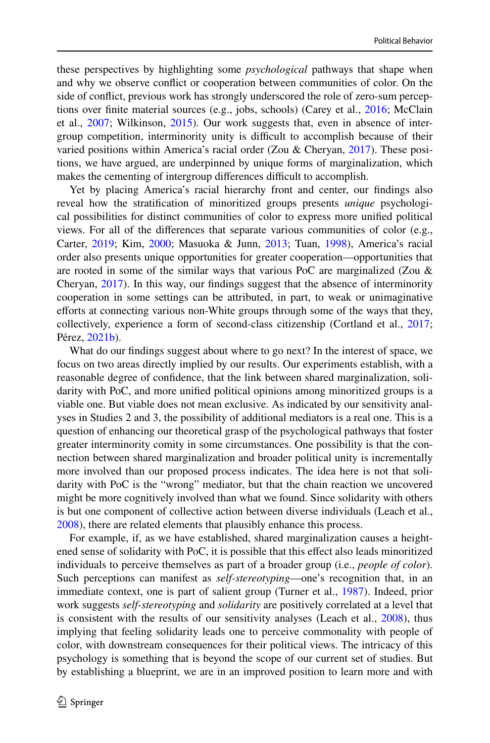these perspectives by highlighting some *psychological* pathways that shape when and why we observe conflict or cooperation between communities of color. On the side of conflict, previous work has strongly underscored the role of zero-sum perceptions over finite material sources (e.g., jobs, schools) (Carey et al., 2016; McClain et al., 2007; Wilkinson, 2015). Our work suggests that, even in absence of intergroup competition, interminority unity is difficult to accomplish because of their varied positions within America's racial order (Zou & Cheryan, 2017). These positions, we have argued, are underpinned by unique forms of marginalization, which makes the cementing of intergroup differences difficult to accomplish.

Yet by placing America's racial hierarchy front and center, our findings also reveal how the stratification of minoritized groups presents *unique* psychological possibilities for distinct communities of color to express more unified political views. For all of the differences that separate various communities of color (e.g., Carter, 2019; Kim, 2000; Masuoka & Junn, 2013; Tuan, 1998), America's racial order also presents unique opportunities for greater cooperation—opportunities that are rooted in some of the similar ways that various PoC are marginalized (Zou & Cheryan, 2017). In this way, our findings suggest that the absence of interminority cooperation in some settings can be attributed, in part, to weak or unimaginative efforts at connecting various non-White groups through some of the ways that they, collectively, experience a form of second-class citizenship (Cortland et al., 2017; Pérez, 2021b).

What do our findings suggest about where to go next? In the interest of space, we focus on two areas directly implied by our results. Our experiments establish, with a reasonable degree of confidence, that the link between shared marginalization, solidarity with PoC, and more unified political opinions among minoritized groups is a viable one. But viable does not mean exclusive. As indicated by our sensitivity analyses in Studies 2 and 3, the possibility of additional mediators is a real one. This is a question of enhancing our theoretical grasp of the psychological pathways that foster greater interminority comity in some circumstances. One possibility is that the connection between shared marginalization and broader political unity is incrementally more involved than our proposed process indicates. The idea here is not that solidarity with PoC is the "wrong" mediator, but that the chain reaction we uncovered might be more cognitively involved than what we found. Since solidarity with others is but one component of collective action between diverse individuals (Leach et al., 2008), there are related elements that plausibly enhance this process.

For example, if, as we have established, shared marginalization causes a heightened sense of solidarity with PoC, it is possible that this effect also leads minoritized individuals to perceive themselves as part of a broader group (i.e., *people of color*). Such perceptions can manifest as *self-stereotyping*—one's recognition that, in an immediate context, one is part of salient group (Turner et al., 1987). Indeed, prior work suggests *self-stereotyping* and *solidarity* are positively correlated at a level that is consistent with the results of our sensitivity analyses (Leach et al., 2008), thus implying that feeling solidarity leads one to perceive commonality with people of color, with downstream consequences for their political views. The intricacy of this psychology is something that is beyond the scope of our current set of studies. But by establishing a blueprint, we are in an improved position to learn more and with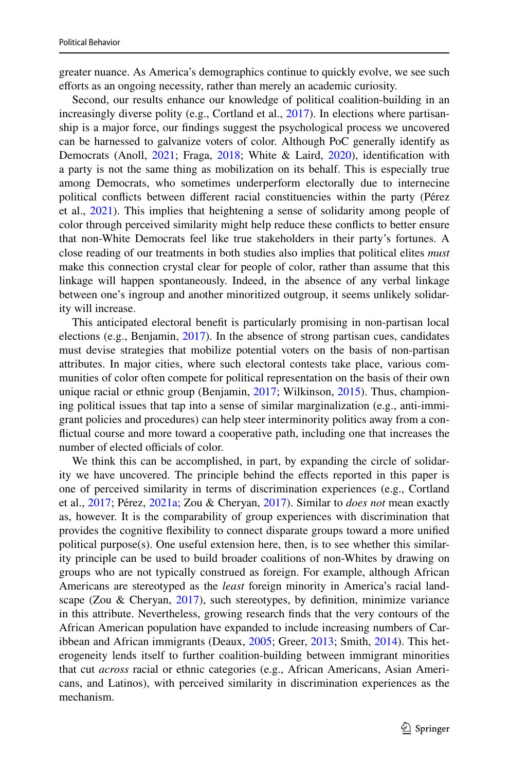greater nuance. As America's demographics continue to quickly evolve, we see such efforts as an ongoing necessity, rather than merely an academic curiosity.

Second, our results enhance our knowledge of political coalition-building in an increasingly diverse polity (e.g., Cortland et al., 2017). In elections where partisanship is a major force, our findings suggest the psychological process we uncovered can be harnessed to galvanize voters of color. Although PoC generally identify as Democrats (Anoll, 2021; Fraga, 2018; White & Laird, 2020), identification with a party is not the same thing as mobilization on its behalf. This is especially true among Democrats, who sometimes underperform electorally due to internecine political conflicts between different racial constituencies within the party (Pérez et al., 2021). This implies that heightening a sense of solidarity among people of color through perceived similarity might help reduce these conflicts to better ensure that non-White Democrats feel like true stakeholders in their party's fortunes. A close reading of our treatments in both studies also implies that political elites *must* make this connection crystal clear for people of color, rather than assume that this linkage will happen spontaneously. Indeed, in the absence of any verbal linkage between one's ingroup and another minoritized outgroup, it seems unlikely solidarity will increase.

This anticipated electoral benefit is particularly promising in non-partisan local elections (e.g., Benjamin, 2017). In the absence of strong partisan cues, candidates must devise strategies that mobilize potential voters on the basis of non-partisan attributes. In major cities, where such electoral contests take place, various communities of color often compete for political representation on the basis of their own unique racial or ethnic group (Benjamin, 2017; Wilkinson, 2015). Thus, championing political issues that tap into a sense of similar marginalization (e.g., anti-immigrant policies and procedures) can help steer interminority politics away from a conflictual course and more toward a cooperative path, including one that increases the number of elected officials of color.

We think this can be accomplished, in part, by expanding the circle of solidarity we have uncovered. The principle behind the effects reported in this paper is one of perceived similarity in terms of discrimination experiences (e.g., Cortland et al., 2017; Pérez, 2021a; Zou & Cheryan, 2017). Similar to *does not* mean exactly as, however. It is the comparability of group experiences with discrimination that provides the cognitive flexibility to connect disparate groups toward a more unified political purpose(s). One useful extension here, then, is to see whether this similarity principle can be used to build broader coalitions of non-Whites by drawing on groups who are not typically construed as foreign. For example, although African Americans are stereotyped as the *least* foreign minority in America's racial landscape (Zou & Cheryan, 2017), such stereotypes, by definition, minimize variance in this attribute. Nevertheless, growing research finds that the very contours of the African American population have expanded to include increasing numbers of Caribbean and African immigrants (Deaux, 2005; Greer, 2013; Smith, 2014). This heterogeneity lends itself to further coalition-building between immigrant minorities that cut *across* racial or ethnic categories (e.g., African Americans, Asian Americans, and Latinos), with perceived similarity in discrimination experiences as the mechanism.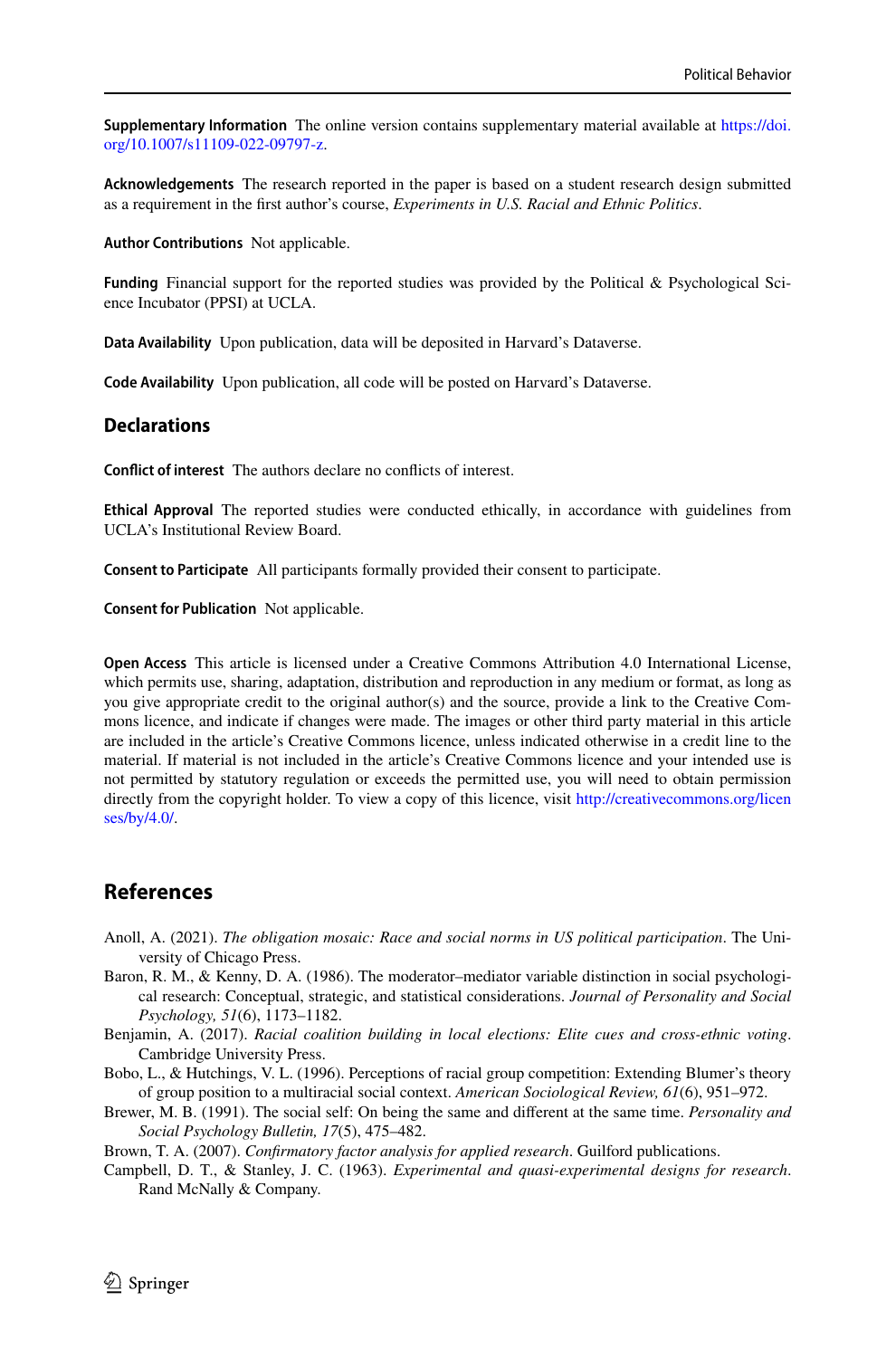**Supplementary Information** The online version contains supplementary material available at https://doi.org/10.1007/s11109-022-09797-z.

**Acknowledgements** The research reported in the paper is based on a student research design submitted as a requirement in the first author's course, *Experiments in U.S. Racial and Ethnic Politics*.

**Author Contributions** Not applicable.

**Funding** Financial support for the reported studies was provided by the Political & Psychological Science Incubator (PPSI) at UCLA.

**Data Availability** Upon publication, data will be deposited in Harvard's Dataverse.

**Code Availability** Upon publication, all code will be posted on Harvard's Dataverse.

## Declarations

**Conflict of interest** The authors declare no conflicts of interest.

**Ethical Approval** The reported studies were conducted ethically, in accordance with guidelines from UCLA's Institutional Review Board.

**Consent to Participate** All participants formally provided their consent to participate.

**Consent for Publication** Not applicable.

**Open Access** This article is licensed under a Creative Commons Attribution 4.0 International License, which permits use, sharing, adaptation, distribution and reproduction in any medium or format, as long as you give appropriate credit to the original author(s) and the source, provide a link to the Creative Commons licence, and indicate if changes were made. The images or other third party material in this article are included in the article's Creative Commons licence, unless indicated otherwise in a credit line to the material. If material is not included in the article's Creative Commons licence and your intended use is not permitted by statutory regulation or exceeds the permitted use, you will need to obtain permission directly from the copyright holder. To view a copy of this licence, visit http://creativecommons.org/licenses/by/4.0/.

## References

Anoll, A. (2021). *The obligation mosaic: Race and social norms in US political participation*. The University of Chicago Press.

Baron, R. M., & Kenny, D. A. (1986). The moderator–mediator variable distinction in social psychological research: Conceptual, strategic, and statistical considerations. *Journal of Personality and Social Psychology, 51*(6), 1173–1182.

Benjamin, A. (2017). *Racial coalition building in local elections: Elite cues and cross-ethnic voting*. Cambridge University Press.

Bobo, L., & Hutchings, V. L. (1996). Perceptions of racial group competition: Extending Blumer's theory of group position to a multiracial social context. *American Sociological Review, 61*(6), 951–972.

Brewer, M. B. (1991). The social self: On being the same and different at the same time. *Personality and Social Psychology Bulletin, 17*(5), 475–482.

Brown, T. A. (2007). *Confirmatory factor analysis for applied research*. Guilford publications.

Campbell, D. T., & Stanley, J. C. (1963). *Experimental and quasi-experimental designs for research*. Rand McNally & Company.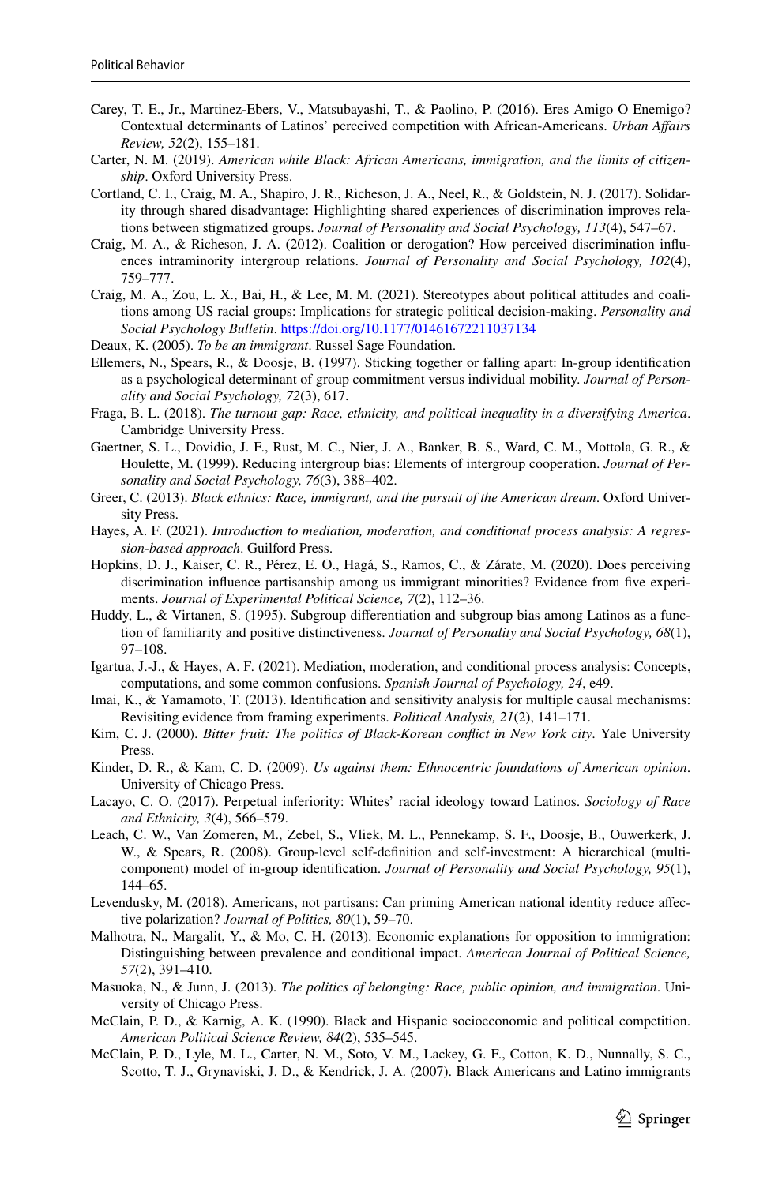Carey, T. E., Jr., Martinez-Ebers, V., Matsubayashi, T., & Paolino, P. (2016). Eres Amigo O Enemigo? Contextual determinants of Latinos' perceived competition with African-Americans. *Urban Affairs Review, 52*(2), 155–181.

Carter, N. M. (2019). *American while Black: African Americans, immigration, and the limits of citizenship*. Oxford University Press.

Cortland, C. I., Craig, M. A., Shapiro, J. R., Richeson, J. A., Neel, R., & Goldstein, N. J. (2017). Solidarity through shared disadvantage: Highlighting shared experiences of discrimination improves relations between stigmatized groups. *Journal of Personality and Social Psychology, 113*(4), 547–67.

Craig, M. A., & Richeson, J. A. (2012). Coalition or derogation? How perceived discrimination influences intraminority intergroup relations. *Journal of Personality and Social Psychology, 102*(4), 759–777.

Craig, M. A., Zou, L. X., Bai, H., & Lee, M. M. (2021). Stereotypes about political attitudes and coalitions among US racial groups: Implications for strategic political decision-making. *Personality and Social Psychology Bulletin*. https://doi.org/10.1177/01461672211037134

Deaux, K. (2005). *To be an immigrant*. Russel Sage Foundation.

Ellemers, N., Spears, R., & Doosje, B. (1997). Sticking together or falling apart: In-group identification as a psychological determinant of group commitment versus individual mobility. *Journal of Personality and Social Psychology, 72*(3), 617.

Fraga, B. L. (2018). *The turnout gap: Race, ethnicity, and political inequality in a diversifying America*. Cambridge University Press.

Gaertner, S. L., Dovidio, J. F., Rust, M. C., Nier, J. A., Banker, B. S., Ward, C. M., Mottola, G. R., & Houlette, M. (1999). Reducing intergroup bias: Elements of intergroup cooperation. *Journal of Personality and Social Psychology, 76*(3), 388–402.

Greer, C. (2013). *Black ethnics: Race, immigrant, and the pursuit of the American dream*. Oxford University Press.

Hayes, A. F. (2021). *Introduction to mediation, moderation, and conditional process analysis: A regression-based approach*. Guilford Press.

Hopkins, D. J., Kaiser, C. R., Pérez, E. O., Hagá, S., Ramos, C., & Zárate, M. (2020). Does perceiving discrimination influence partisanship among us immigrant minorities? Evidence from five experiments. *Journal of Experimental Political Science, 7*(2), 112–36.

Huddy, L., & Virtanen, S. (1995). Subgroup differentiation and subgroup bias among Latinos as a function of familiarity and positive distinctiveness. *Journal of Personality and Social Psychology, 68*(1), 97–108.

Igartua, J.-J., & Hayes, A. F. (2021). Mediation, moderation, and conditional process analysis: Concepts, computations, and some common confusions. *Spanish Journal of Psychology, 24*, e49.

Imai, K., & Yamamoto, T. (2013). Identification and sensitivity analysis for multiple causal mechanisms: Revisiting evidence from framing experiments. *Political Analysis, 21*(2), 141–171.

Kim, C. J. (2000). *Bitter fruit: The politics of Black-Korean conflict in New York city*. Yale University Press.

Kinder, D. R., & Kam, C. D. (2009). *Us against them: Ethnocentric foundations of American opinion*. University of Chicago Press.

Lacayo, C. O. (2017). Perpetual inferiority: Whites' racial ideology toward Latinos. *Sociology of Race and Ethnicity, 3*(4), 566–579.

Leach, C. W., Van Zomeren, M., Zebel, S., Vliek, M. L., Pennekamp, S. F., Doosje, B., Ouwerkerk, J. W., & Spears, R. (2008). Group-level self-definition and self-investment: A hierarchical (multicomponent) model of in-group identification. *Journal of Personality and Social Psychology, 95*(1), 144–65.

Levendusky, M. (2018). Americans, not partisans: Can priming American national identity reduce affective polarization? *Journal of Politics, 80*(1), 59–70.

Malhotra, N., Margalit, Y., & Mo, C. H. (2013). Economic explanations for opposition to immigration: Distinguishing between prevalence and conditional impact. *American Journal of Political Science, 57*(2), 391–410.

Masuoka, N., & Junn, J. (2013). *The politics of belonging: Race, public opinion, and immigration*. University of Chicago Press.

McClain, P. D., & Karnig, A. K. (1990). Black and Hispanic socioeconomic and political competition. *American Political Science Review, 84*(2), 535–545.

McClain, P. D., Lyle, M. L., Carter, N. M., Soto, V. M., Lackey, G. F., Cotton, K. D., Nunnally, S. C., Scotto, T. J., Grynaviski, J. D., & Kendrick, J. A. (2007). Black Americans and Latino immigrants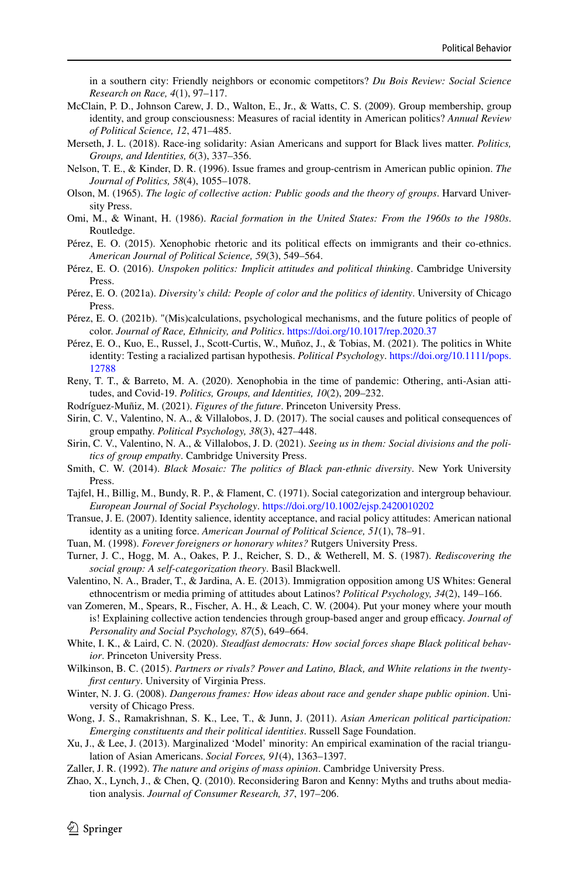in a southern city: Friendly neighbors or economic competitors? *Du Bois Review: Social Science Research on Race, 4*(1), 97–117.

McClain, P. D., Johnson Carew, J. D., Walton, E., Jr., & Watts, C. S. (2009). Group membership, group identity, and group consciousness: Measures of racial identity in American politics? *Annual Review of Political Science, 12*, 471–485.

Merseth, J. L. (2018). Race-ing solidarity: Asian Americans and support for Black lives matter. *Politics, Groups, and Identities, 6*(3), 337–356.

Nelson, T. E., & Kinder, D. R. (1996). Issue frames and group-centrism in American public opinion. *The Journal of Politics, 58*(4), 1055–1078.

Olson, M. (1965). *The logic of collective action: Public goods and the theory of groups*. Harvard University Press.

Omi, M., & Winant, H. (1986). *Racial formation in the United States: From the 1960s to the 1980s*. Routledge.

Pérez, E. O. (2015). Xenophobic rhetoric and its political effects on immigrants and their co-ethnics. *American Journal of Political Science, 59*(3), 549–564.

Pérez, E. O. (2016). *Unspoken politics: Implicit attitudes and political thinking*. Cambridge University Press.

Pérez, E. O. (2021a). *Diversity's child: People of color and the politics of identity*. University of Chicago Press.

Pérez, E. O. (2021b). "(Mis)calculations, psychological mechanisms, and the future politics of people of color. *Journal of Race, Ethnicity, and Politics*. https://doi.org/10.1017/rep.2020.37

Pérez, E. O., Kuo, E., Russel, J., Scott-Curtis, W., Muñoz, J., & Tobias, M. (2021). The politics in White identity: Testing a racialized partisan hypothesis. *Political Psychology*. https://doi.org/10.1111/pops.12788

Reny, T. T., & Barreto, M. A. (2020). Xenophobia in the time of pandemic: Othering, anti-Asian attitudes, and Covid-19. *Politics, Groups, and Identities, 10*(2), 209–232.

Rodríguez-Muñiz, M. (2021). *Figures of the future*. Princeton University Press.

Sirin, C. V., Valentino, N. A., & Villalobos, J. D. (2017). The social causes and political consequences of group empathy. *Political Psychology, 38*(3), 427–448.

Sirin, C. V., Valentino, N. A., & Villalobos, J. D. (2021). *Seeing us in them: Social divisions and the politics of group empathy*. Cambridge University Press.

Smith, C. W. (2014). *Black Mosaic: The politics of Black pan-ethnic diversity*. New York University Press.

Tajfel, H., Billig, M., Bundy, R. P., & Flament, C. (1971). Social categorization and intergroup behaviour. *European Journal of Social Psychology*. https://doi.org/10.1002/ejsp.2420010202

Transue, J. E. (2007). Identity salience, identity acceptance, and racial policy attitudes: American national identity as a uniting force. *American Journal of Political Science, 51*(1), 78–91.

Tuan, M. (1998). *Forever foreigners or honorary whites?* Rutgers University Press.

Turner, J. C., Hogg, M. A., Oakes, P. J., Reicher, S. D., & Wetherell, M. S. (1987). *Rediscovering the social group: A self-categorization theory*. Basil Blackwell.

Valentino, N. A., Brader, T., & Jardina, A. E. (2013). Immigration opposition among US Whites: General ethnocentrism or media priming of attitudes about Latinos? *Political Psychology, 34*(2), 149–166.

van Zomeren, M., Spears, R., Fischer, A. H., & Leach, C. W. (2004). Put your money where your mouth is! Explaining collective action tendencies through group-based anger and group efficacy. *Journal of Personality and Social Psychology, 87*(5), 649–664.

White, I. K., & Laird, C. N. (2020). *Steadfast democrats: How social forces shape Black political behavior*. Princeton University Press.

Wilkinson, B. C. (2015). *Partners or rivals? Power and Latino, Black, and White relations in the twenty-first century*. University of Virginia Press.

Winter, N. J. G. (2008). *Dangerous frames: How ideas about race and gender shape public opinion*. University of Chicago Press.

Wong, J. S., Ramakrishnan, S. K., Lee, T., & Junn, J. (2011). *Asian American political participation: Emerging constituents and their political identities*. Russell Sage Foundation.

Xu, J., & Lee, J. (2013). Marginalized 'Model' minority: An empirical examination of the racial triangulation of Asian Americans. *Social Forces, 91*(4), 1363–1397.

Zaller, J. R. (1992). *The nature and origins of mass opinion*. Cambridge University Press.

Zhao, X., Lynch, J., & Chen, Q. (2010). Reconsidering Baron and Kenny: Myths and truths about mediation analysis. *Journal of Consumer Research, 37*, 197–206.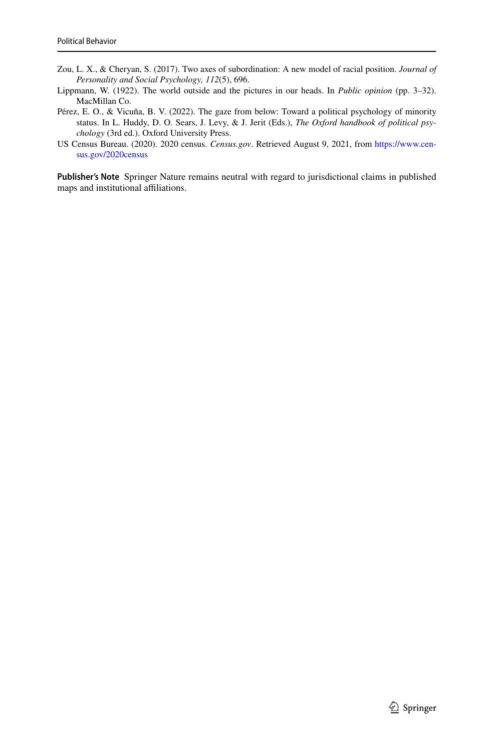Zou, L. X., & Cheryan, S. (2017). Two axes of subordination: A new model of racial position. *Journal of Personality and Social Psychology, 112*(5), 696.

Lippmann, W. (1922). The world outside and the pictures in our heads. In *Public opinion* (pp. 3–32). MacMillan Co.

Pérez, E. O., & Vicuña, B. V. (2022). The gaze from below: Toward a political psychology of minority status. In L. Huddy, D. O. Sears, J. Levy, & J. Jerit (Eds.), *The Oxford handbook of political psychology* (3rd ed.). Oxford University Press.

US Census Bureau. (2020). 2020 census. *Census.gov*. Retrieved August 9, 2021, from https://www.census.gov/2020census

**Publisher's Note** Springer Nature remains neutral with regard to jurisdictional claims in published maps and institutional affiliations.